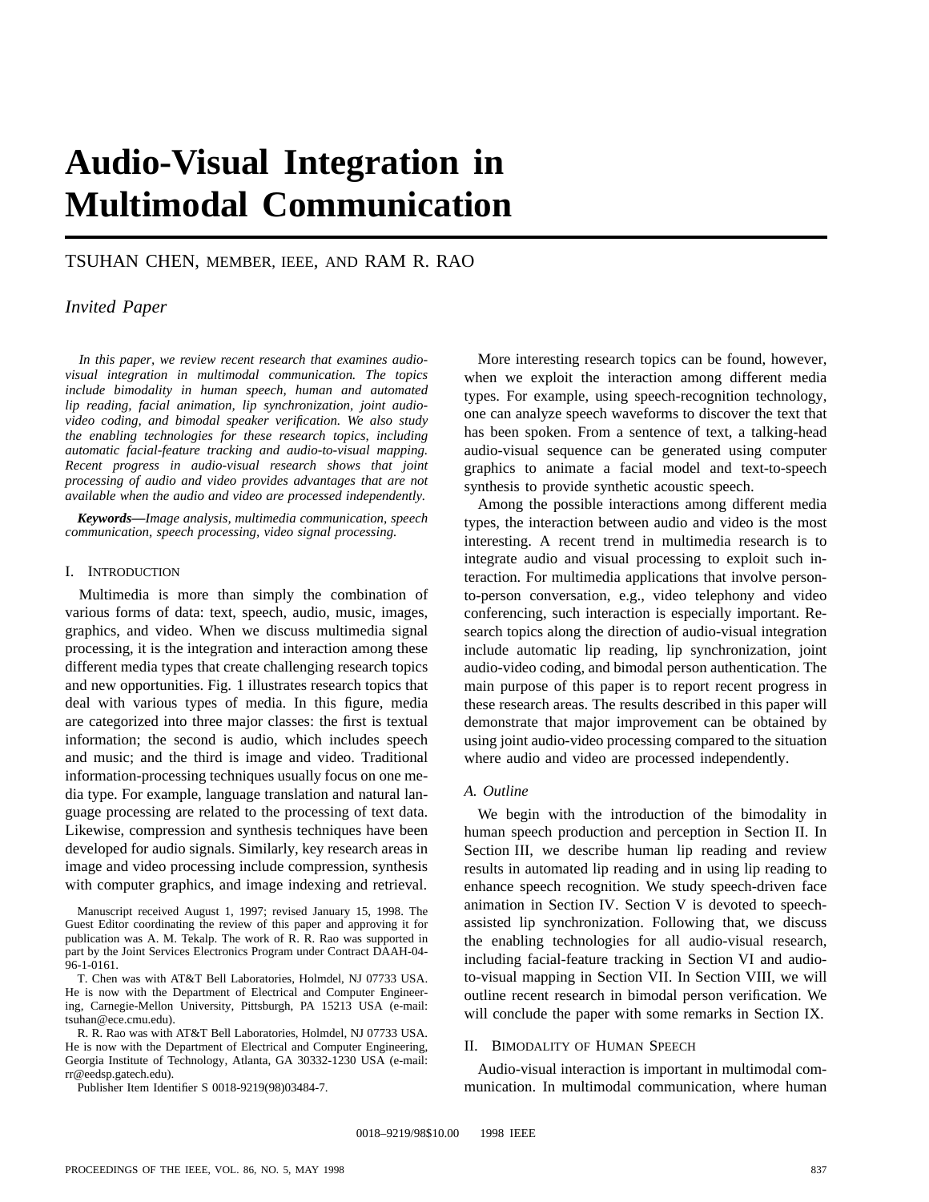# Audio-Visual Integration in Multimodal Communication

TSUHAN CHEN, MEMBER, IEEE, AND RAM R. RAO

*Invited Paper*

*In this paper, we review recent research that examines audio-visual integration in multimodal communication. The topics include bimodality in human speech, human and automated lip reading, facial animation, lip synchronization, joint audio-video coding, and bimodal speaker verification. We also study the enabling technologies for these research topics, including automatic facial-feature tracking and audio-to-visual mapping. Recent progress in audio-visual research shows that joint processing of audio and video provides advantages that are not available when the audio and video are processed independently.*

***Keywords*—*Image analysis, multimedia communication, speech communication, speech processing, video signal processing.***

## I. INTRODUCTION

Multimedia is more than simply the combination of various forms of data: text, speech, audio, music, images, graphics, and video. When we discuss multimedia signal processing, it is the integration and interaction among these different media types that create challenging research topics and new opportunities. Fig. 1 illustrates research topics that deal with various types of media. In this figure, media are categorized into three major classes: the first is textual information; the second is audio, which includes speech and music; and the third is image and video. Traditional information-processing techniques usually focus on one media type. For example, language translation and natural language processing are related to the processing of text data. Likewise, compression and synthesis techniques have been developed for audio signals. Similarly, key research areas in image and video processing include compression, synthesis with computer graphics, and image indexing and retrieval.

Manuscript received August 1, 1997; revised January 15, 1998. The Guest Editor coordinating the review of this paper and approving it for publication was A. M. Tekalp. The work of R. R. Rao was supported in part by the Joint Services Electronics Program under Contract DAAH-04-96-1-0161.

T. Chen was with AT&T Bell Laboratories, Holmdel, NJ 07733 USA. He is now with the Department of Electrical and Computer Engineering, Carnegie-Mellon University, Pittsburgh, PA 15213 USA (e-mail: tsuhan@ece.cmu.edu).

R. R. Rao was with AT&T Bell Laboratories, Holmdel, NJ 07733 USA. He is now with the Department of Electrical and Computer Engineering, Georgia Institute of Technology, Atlanta, GA 30332-1230 USA (e-mail: rr@eedsp.gatech.edu).

Publisher Item Identifier S 0018-9219(98)03484-7.

More interesting research topics can be found, however, when we exploit the interaction among different media types. For example, using speech-recognition technology, one can analyze speech waveforms to discover the text that has been spoken. From a sentence of text, a talking-head audio-visual sequence can be generated using computer graphics to animate a facial model and text-to-speech synthesis to provide synthetic acoustic speech.

Among the possible interactions among different media types, the interaction between audio and video is the most interesting. A recent trend in multimedia research is to integrate audio and visual processing to exploit such interaction. For multimedia applications that involve person-to-person conversation, e.g., video telephony and video conferencing, such interaction is especially important. Research topics along the direction of audio-visual integration include automatic lip reading, lip synchronization, joint audio-video coding, and bimodal person authentication. The main purpose of this paper is to report recent progress in these research areas. The results described in this paper will demonstrate that major improvement can be obtained by using joint audio-video processing compared to the situation where audio and video are processed independently.

### A. Outline

We begin with the introduction of the bimodality in human speech production and perception in Section II. In Section III, we describe human lip reading and review results in automated lip reading and in using lip reading to enhance speech recognition. We study speech-driven face animation in Section IV. Section V is devoted to speech-assisted lip synchronization. Following that, we discuss the enabling technologies for all audio-visual research, including facial-feature tracking in Section VI and audio-to-visual mapping in Section VII. In Section VIII, we will outline recent research in bimodal person verification. We will conclude the paper with some remarks in Section IX.

## II. BIMODALITY OF HUMAN SPEECH

Audio-visual interaction is important in multimodal communication. In multimodal communication, where human

0018–9219/98$10.00 1998 IEEE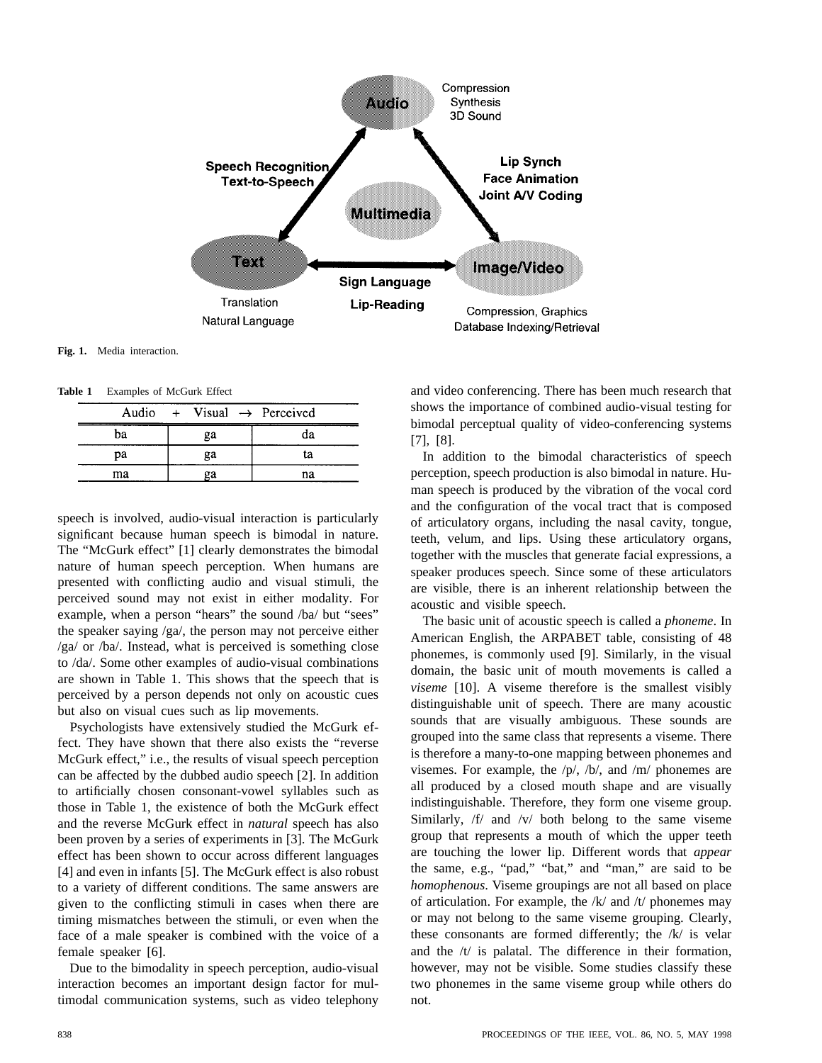Fig. 1. Media interaction.

Table 1 Examples of McGurk Effect

| Audio + | Visual → | Perceived |
|---|---|---|
| ba | ga | da |
| pa | ga | ta |
| ma | ga | na |

speech is involved, audio-visual interaction is particularly significant because human speech is bimodal in nature. The "McGurk effect" [1] clearly demonstrates the bimodal nature of human speech perception. When humans are presented with conflicting audio and visual stimuli, the perceived sound may not exist in either modality. For example, when a person "hears" the sound /ba/ but "sees" the speaker saying /ga/, the person may not perceive either /ga/ or /ba/. Instead, what is perceived is something close to /da/. Some other examples of audio-visual combinations are shown in Table 1. This shows that the speech that is perceived by a person depends not only on acoustic cues but also on visual cues such as lip movements.

Psychologists have extensively studied the McGurk effect. They have shown that there also exists the "reverse McGurk effect," i.e., the results of visual speech perception can be affected by the dubbed audio speech [2]. In addition to artificially chosen consonant-vowel syllables such as those in Table 1, the existence of both the McGurk effect and the reverse McGurk effect in *natural* speech has also been proven by a series of experiments in [3]. The McGurk effect has been shown to occur across different languages [4] and even in infants [5]. The McGurk effect is also robust to a variety of different conditions. The same answers are given to the conflicting stimuli in cases when there are timing mismatches between the stimuli, or even when the face of a male speaker is combined with the voice of a female speaker [6].

Due to the bimodality in speech perception, audio-visual interaction becomes an important design factor for multimodal communication systems, such as video telephony and video conferencing. There has been much research that shows the importance of combined audio-visual testing for bimodal perceptual quality of video-conferencing systems [7], [8].

In addition to the bimodal characteristics of speech perception, speech production is also bimodal in nature. Human speech is produced by the vibration of the vocal cord and the configuration of the vocal tract that is composed of articulatory organs, including the nasal cavity, tongue, teeth, velum, and lips. Using these articulatory organs, together with the muscles that generate facial expressions, a speaker produces speech. Since some of these articulators are visible, there is an inherent relationship between the acoustic and visible speech.

The basic unit of acoustic speech is called a *phoneme*. In American English, the ARPABET table, consisting of 48 phonemes, is commonly used [9]. Similarly, in the visual domain, the basic unit of mouth movements is called a *viseme* [10]. A viseme therefore is the smallest visibly distinguishable unit of speech. There are many acoustic sounds that are visually ambiguous. These sounds are grouped into the same class that represents a viseme. There is therefore a many-to-one mapping between phonemes and visemes. For example, the /p/, /b/, and /m/ phonemes are all produced by a closed mouth shape and are visually indistinguishable. Therefore, they form one viseme group. Similarly, /f/ and /v/ both belong to the same viseme group that represents a mouth of which the upper teeth are touching the lower lip. Different words that *appear* the same, e.g., "pad," "bat," and "man," are said to be *homophenous*. Viseme groupings are not all based on place of articulation. For example, the /k/ and /t/ phonemes may or may not belong to the same viseme grouping. Clearly, these consonants are formed differently; the /k/ is velar and the /t/ is palatal. The difference in their formation, however, may not be visible. Some studies classify these two phonemes in the same viseme group while others do not.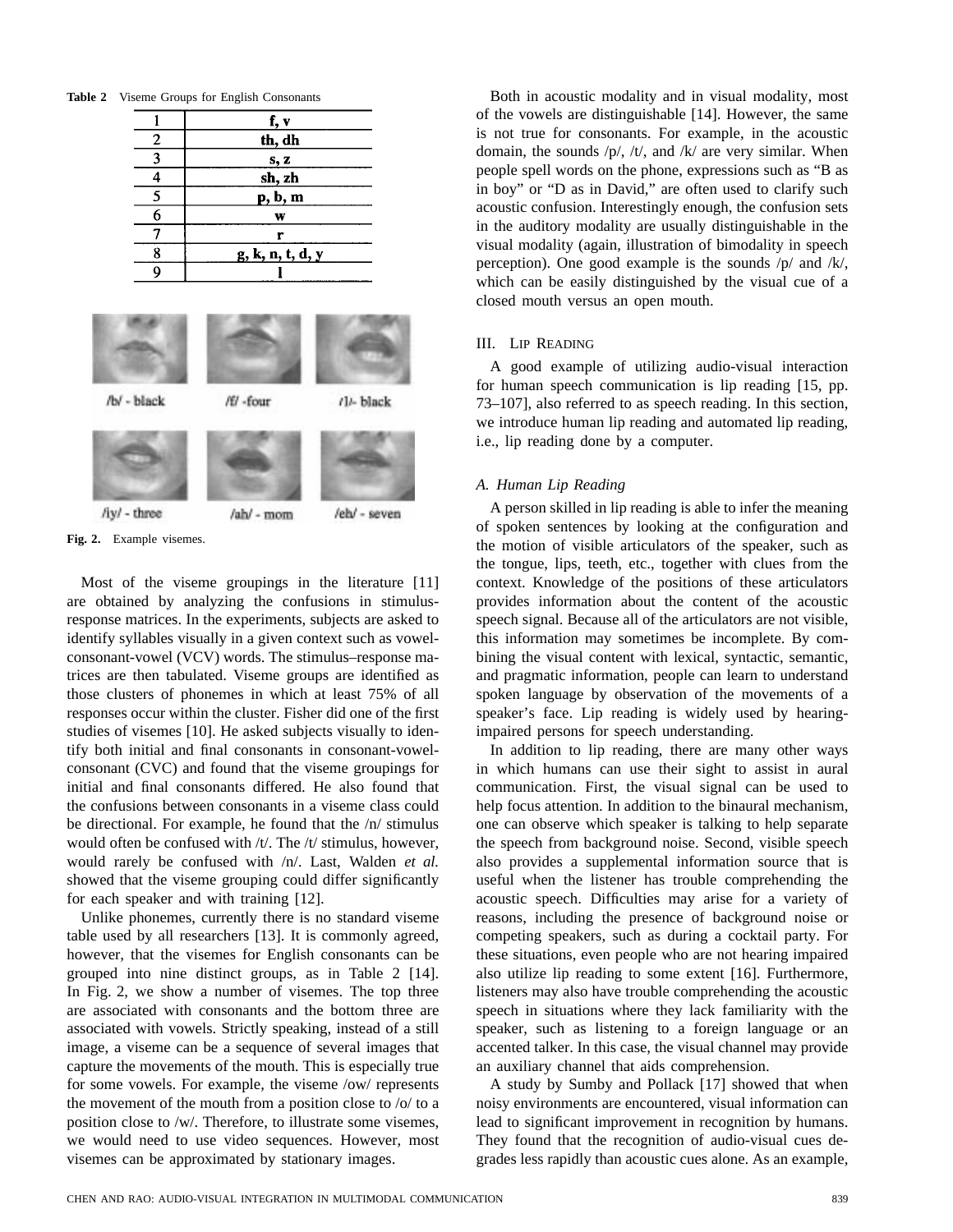**Table 2** Viseme Groups for English Consonants

| | |
|---|---|
| 1 | f, v |
| 2 | th, dh |
| 3 | s, z |
| 4 | sh, zh |
| 5 | p, b, m |
| 6 | w |
| 7 | r |
| 8 | g, k, n, t, d, y |
| 9 | l |

/b/ - black
/f/ -four
/l/- black
/iy/ - three
/ah/ - mom
/eh/ - seven

**Fig. 2.** Example visemes.

Most of the viseme groupings in the literature [11] are obtained by analyzing the confusions in stimulus-response matrices. In the experiments, subjects are asked to identify syllables visually in a given context such as vowel-consonant-vowel (VCV) words. The stimulus–response matrices are then tabulated. Viseme groups are identified as those clusters of phonemes in which at least 75% of all responses occur within the cluster. Fisher did one of the first studies of visemes [10]. He asked subjects visually to identify both initial and final consonants in consonant-vowel-consonant (CVC) and found that the viseme groupings for initial and final consonants differed. He also found that the confusions between consonants in a viseme class could be directional. For example, he found that the /n/ stimulus would often be confused with /t/. The /t/ stimulus, however, would rarely be confused with /n/. Last, Walden *et al.* showed that the viseme grouping could differ significantly for each speaker and with training [12].

Unlike phonemes, currently there is no standard viseme table used by all researchers [13]. It is commonly agreed, however, that the visemes for English consonants can be grouped into nine distinct groups, as in Table 2 [14]. In Fig. 2, we show a number of visemes. The top three are associated with consonants and the bottom three are associated with vowels. Strictly speaking, instead of a still image, a viseme can be a sequence of several images that capture the movements of the mouth. This is especially true for some vowels. For example, the viseme /ow/ represents the movement of the mouth from a position close to /o/ to a position close to /w/. Therefore, to illustrate some visemes, we would need to use video sequences. However, most visemes can be approximated by stationary images.

Both in acoustic modality and in visual modality, most of the vowels are distinguishable [14]. However, the same is not true for consonants. For example, in the acoustic domain, the sounds /p/, /t/, and /k/ are very similar. When people spell words on the phone, expressions such as "B as in boy" or "D as in David," are often used to clarify such acoustic confusion. Interestingly enough, the confusion sets in the auditory modality are usually distinguishable in the visual modality (again, illustration of bimodality in speech perception). One good example is the sounds /p/ and /k/, which can be easily distinguished by the visual cue of a closed mouth versus an open mouth.

## III. Lip Reading

A good example of utilizing audio-visual interaction for human speech communication is lip reading [15, pp. 73–107], also referred to as speech reading. In this section, we introduce human lip reading and automated lip reading, i.e., lip reading done by a computer.

### *A. Human Lip Reading*

A person skilled in lip reading is able to infer the meaning of spoken sentences by looking at the configuration and the motion of visible articulators of the speaker, such as the tongue, lips, teeth, etc., together with clues from the context. Knowledge of the positions of these articulators provides information about the content of the acoustic speech signal. Because all of the articulators are not visible, this information may sometimes be incomplete. By combining the visual content with lexical, syntactic, semantic, and pragmatic information, people can learn to understand spoken language by observation of the movements of a speaker's face. Lip reading is widely used by hearing-impaired persons for speech understanding.

In addition to lip reading, there are many other ways in which humans can use their sight to assist in aural communication. First, the visual signal can be used to help focus attention. In addition to the binaural mechanism, one can observe which speaker is talking to help separate the speech from background noise. Second, visible speech also provides a supplemental information source that is useful when the listener has trouble comprehending the acoustic speech. Difficulties may arise for a variety of reasons, including the presence of background noise or competing speakers, such as during a cocktail party. For these situations, even people who are not hearing impaired also utilize lip reading to some extent [16]. Furthermore, listeners may also have trouble comprehending the acoustic speech in situations where they lack familiarity with the speaker, such as listening to a foreign language or an accented talker. In this case, the visual channel may provide an auxiliary channel that aids comprehension.

A study by Sumby and Pollack [17] showed that when noisy environments are encountered, visual information can lead to significant improvement in recognition by humans. They found that the recognition of audio-visual cues degrades less rapidly than acoustic cues alone. As an example,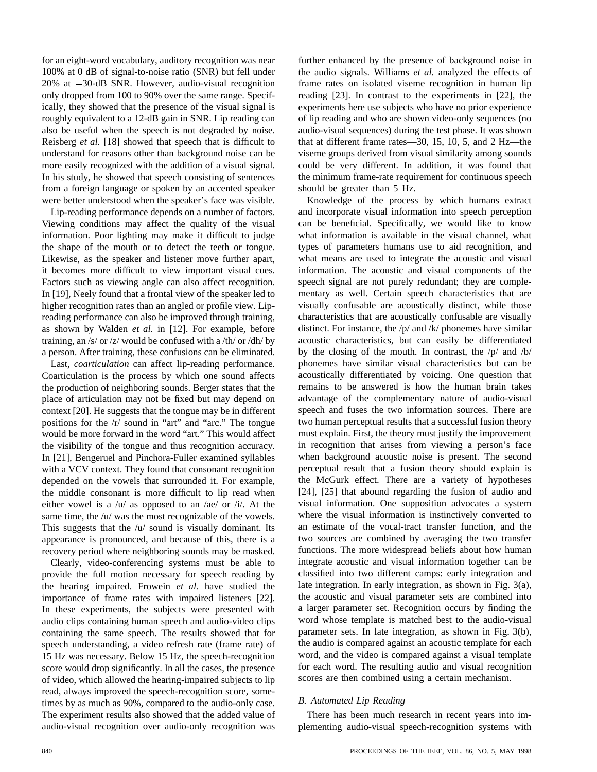for an eight-word vocabulary, auditory recognition was near 100% at 0 dB of signal-to-noise ratio (SNR) but fell under 20% at −30-dB SNR. However, audio-visual recognition only dropped from 100 to 90% over the same range. Specifically, they showed that the presence of the visual signal is roughly equivalent to a 12-dB gain in SNR. Lip reading can also be useful when the speech is not degraded by noise. Reisberg *et al.* [18] showed that speech that is difficult to understand for reasons other than background noise can be more easily recognized with the addition of a visual signal. In his study, he showed that speech consisting of sentences from a foreign language or spoken by an accented speaker were better understood when the speaker's face was visible.

Lip-reading performance depends on a number of factors. Viewing conditions may affect the quality of the visual information. Poor lighting may make it difficult to judge the shape of the mouth or to detect the teeth or tongue. Likewise, as the speaker and listener move further apart, it becomes more difficult to view important visual cues. Factors such as viewing angle can also affect recognition. In [19], Neely found that a frontal view of the speaker led to higher recognition rates than an angled or profile view. Lip-reading performance can also be improved through training, as shown by Walden *et al.* in [12]. For example, before training, an /s/ or /z/ would be confused with a /th/ or /dh/ by a person. After training, these confusions can be eliminated.

Last, *coarticulation* can affect lip-reading performance. Coarticulation is the process by which one sound affects the production of neighboring sounds. Berger states that the place of articulation may not be fixed but may depend on context [20]. He suggests that the tongue may be in different positions for the /r/ sound in "art" and "arc." The tongue would be more forward in the word "art." This would affect the visibility of the tongue and thus recognition accuracy. In [21], Bengeruel and Pinchora-Fuller examined syllables with a VCV context. They found that consonant recognition depended on the vowels that surrounded it. For example, the middle consonant is more difficult to lip read when either vowel is a /u/ as opposed to an /ae/ or /i/. At the same time, the /u/ was the most recognizable of the vowels. This suggests that the /u/ sound is visually dominant. Its appearance is pronounced, and because of this, there is a recovery period where neighboring sounds may be masked.

Clearly, video-conferencing systems must be able to provide the full motion necessary for speech reading by the hearing impaired. Frowein *et al.* have studied the importance of frame rates with impaired listeners [22]. In these experiments, the subjects were presented with audio clips containing human speech and audio-video clips containing the same speech. The results showed that for speech understanding, a video refresh rate (frame rate) of 15 Hz was necessary. Below 15 Hz, the speech-recognition score would drop significantly. In all the cases, the presence of video, which allowed the hearing-impaired subjects to lip read, always improved the speech-recognition score, sometimes by as much as 90%, compared to the audio-only case. The experiment results also showed that the added value of audio-visual recognition over audio-only recognition was further enhanced by the presence of background noise in the audio signals. Williams *et al.* analyzed the effects of frame rates on isolated viseme recognition in human lip reading [23]. In contrast to the experiments in [22], the experiments here use subjects who have no prior experience of lip reading and who are shown video-only sequences (no audio-visual sequences) during the test phase. It was shown that at different frame rates—30, 15, 10, 5, and 2 Hz—the viseme groups derived from visual similarity among sounds could be very different. In addition, it was found that the minimum frame-rate requirement for continuous speech should be greater than 5 Hz.

Knowledge of the process by which humans extract and incorporate visual information into speech perception can be beneficial. Specifically, we would like to know what information is available in the visual channel, what types of parameters humans use to aid recognition, and what means are used to integrate the acoustic and visual information. The acoustic and visual components of the speech signal are not purely redundant; they are complementary as well. Certain speech characteristics that are visually confusable are acoustically distinct, while those characteristics that are acoustically confusable are visually distinct. For instance, the /p/ and /k/ phonemes have similar acoustic characteristics, but can easily be differentiated by the closing of the mouth. In contrast, the /p/ and /b/ phonemes have similar visual characteristics but can be acoustically differentiated by voicing. One question that remains to be answered is how the human brain takes advantage of the complementary nature of audio-visual speech and fuses the two information sources. There are two human perceptual results that a successful fusion theory must explain. First, the theory must justify the improvement in recognition that arises from viewing a person's face when background acoustic noise is present. The second perceptual result that a fusion theory should explain is the McGurk effect. There are a variety of hypotheses [24], [25] that abound regarding the fusion of audio and visual information. One supposition advocates a system where the visual information is instinctively converted to an estimate of the vocal-tract transfer function, and the two sources are combined by averaging the two transfer functions. The more widespread beliefs about how human integrate acoustic and visual information together can be classified into two different camps: early integration and late integration. In early integration, as shown in Fig. 3(a), the acoustic and visual parameter sets are combined into a larger parameter set. Recognition occurs by finding the word whose template is matched best to the audio-visual parameter sets. In late integration, as shown in Fig. 3(b), the audio is compared against an acoustic template for each word, and the video is compared against a visual template for each word. The resulting audio and visual recognition scores are then combined using a certain mechanism.

### *B. Automated Lip Reading*

There has been much research in recent years into implementing audio-visual speech-recognition systems with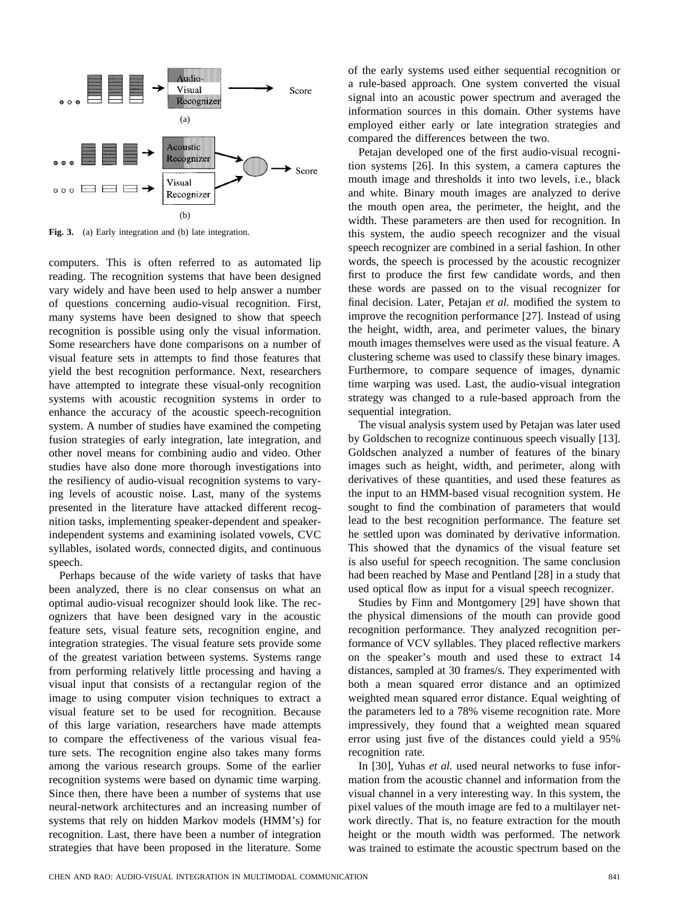Audio-Visual Recognizer

Score

(a)

Acoustic Recognizer

Visual Recognizer

Score

(b)

**Fig. 3.** (a) Early integration and (b) late integration.

computers. This is often referred to as automated lip reading. The recognition systems that have been designed vary widely and have been used to help answer a number of questions concerning audio-visual recognition. First, many systems have been designed to show that speech recognition is possible using only the visual information. Some researchers have done comparisons on a number of visual feature sets in attempts to find those features that yield the best recognition performance. Next, researchers have attempted to integrate these visual-only recognition systems with acoustic recognition systems in order to enhance the accuracy of the acoustic speech-recognition system. A number of studies have examined the competing fusion strategies of early integration, late integration, and other novel means for combining audio and video. Other studies have also done more thorough investigations into the resiliency of audio-visual recognition systems to varying levels of acoustic noise. Last, many of the systems presented in the literature have attacked different recognition tasks, implementing speaker-dependent and speaker-independent systems and examining isolated vowels, CVC syllables, isolated words, connected digits, and continuous speech.

Perhaps because of the wide variety of tasks that have been analyzed, there is no clear consensus on what an optimal audio-visual recognizer should look like. The recognizers that have been designed vary in the acoustic feature sets, visual feature sets, recognition engine, and integration strategies. The visual feature sets provide some of the greatest variation between systems. Systems range from performing relatively little processing and having a visual input that consists of a rectangular region of the image to using computer vision techniques to extract a visual feature set to be used for recognition. Because of this large variation, researchers have made attempts to compare the effectiveness of the various visual feature sets. The recognition engine also takes many forms among the various research groups. Some of the earlier recognition systems were based on dynamic time warping. Since then, there have been a number of systems that use neural-network architectures and an increasing number of systems that rely on hidden Markov models (HMM's) for recognition. Last, there have been a number of integration strategies that have been proposed in the literature. Some of the early systems used either sequential recognition or a rule-based approach. One system converted the visual signal into an acoustic power spectrum and averaged the information sources in this domain. Other systems have employed either early or late integration strategies and compared the differences between the two.

Petajan developed one of the first audio-visual recognition systems [26]. In this system, a camera captures the mouth image and thresholds it into two levels, i.e., black and white. Binary mouth images are analyzed to derive the mouth open area, the perimeter, the height, and the width. These parameters are then used for recognition. In this system, the audio speech recognizer and the visual speech recognizer are combined in a serial fashion. In other words, the speech is processed by the acoustic recognizer first to produce the first few candidate words, and then these words are passed on to the visual recognizer for final decision. Later, Petajan *et al.* modified the system to improve the recognition performance [27]. Instead of using the height, width, area, and perimeter values, the binary mouth images themselves were used as the visual feature. A clustering scheme was used to classify these binary images. Furthermore, to compare sequence of images, dynamic time warping was used. Last, the audio-visual integration strategy was changed to a rule-based approach from the sequential integration.

The visual analysis system used by Petajan was later used by Goldschen to recognize continuous speech visually [13]. Goldschen analyzed a number of features of the binary images such as height, width, and perimeter, along with derivatives of these quantities, and used these features as the input to an HMM-based visual recognition system. He sought to find the combination of parameters that would lead to the best recognition performance. The feature set he settled upon was dominated by derivative information. This showed that the dynamics of the visual feature set is also useful for speech recognition. The same conclusion had been reached by Mase and Pentland [28] in a study that used optical flow as input for a visual speech recognizer.

Studies by Finn and Montgomery [29] have shown that the physical dimensions of the mouth can provide good recognition performance. They analyzed recognition performance of VCV syllables. They placed reflective markers on the speaker's mouth and used these to extract 14 distances, sampled at 30 frames/s. They experimented with both a mean squared error distance and an optimized weighted mean squared error distance. Equal weighting of the parameters led to a 78% viseme recognition rate. More impressively, they found that a weighted mean squared error using just five of the distances could yield a 95% recognition rate.

In [30], Yuhas *et al.* used neural networks to fuse information from the acoustic channel and information from the visual channel in a very interesting way. In this system, the pixel values of the mouth image are fed to a multilayer network directly. That is, no feature extraction for the mouth height or the mouth width was performed. The network was trained to estimate the acoustic spectrum based on the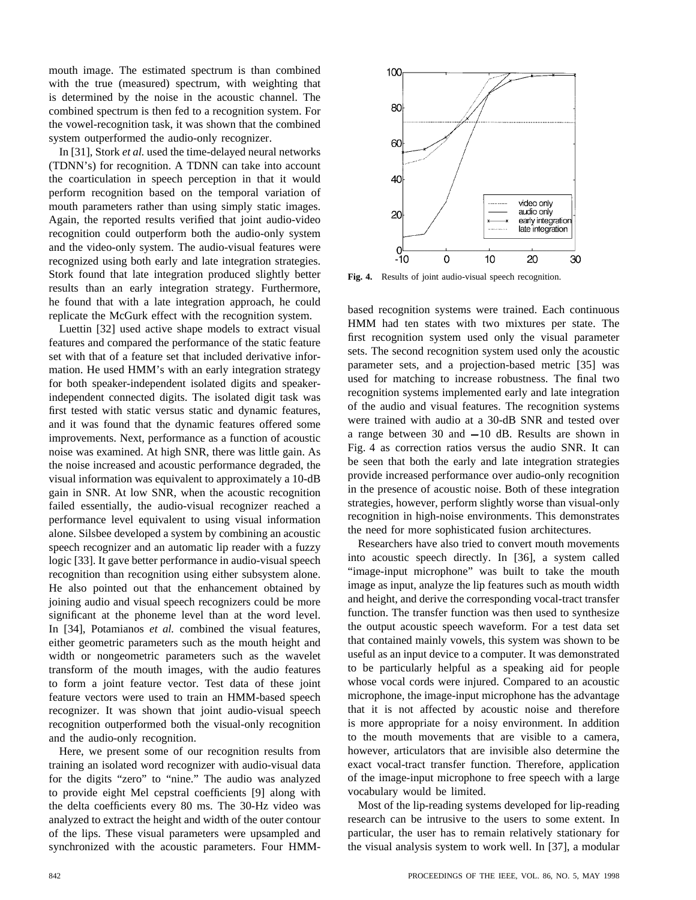mouth image. The estimated spectrum is than combined with the true (measured) spectrum, with weighting that is determined by the noise in the acoustic channel. The combined spectrum is then fed to a recognition system. For the vowel-recognition task, it was shown that the combined system outperformed the audio-only recognizer.

In [31], Stork *et al.* used the time-delayed neural networks (TDNN's) for recognition. A TDNN can take into account the coarticulation in speech perception in that it would perform recognition based on the temporal variation of mouth parameters rather than using simply static images. Again, the reported results verified that joint audio-video recognition could outperform both the audio-only system and the video-only system. The audio-visual features were recognized using both early and late integration strategies. Stork found that late integration produced slightly better results than an early integration strategy. Furthermore, he found that with a late integration approach, he could replicate the McGurk effect with the recognition system.

Luettin [32] used active shape models to extract visual features and compared the performance of the static feature set with that of a feature set that included derivative information. He used HMM's with an early integration strategy for both speaker-independent isolated digits and speaker-independent connected digits. The isolated digit task was first tested with static versus static and dynamic features, and it was found that the dynamic features offered some improvements. Next, performance as a function of acoustic noise was examined. At high SNR, there was little gain. As the noise increased and acoustic performance degraded, the visual information was equivalent to approximately a 10-dB gain in SNR. At low SNR, when the acoustic recognition failed essentially, the audio-visual recognizer reached a performance level equivalent to using visual information alone. Silsbee developed a system by combining an acoustic speech recognizer and an automatic lip reader with a fuzzy logic [33]. It gave better performance in audio-visual speech recognition than recognition using either subsystem alone. He also pointed out that the enhancement obtained by joining audio and visual speech recognizers could be more significant at the phoneme level than at the word level. In [34], Potamianos *et al.* combined the visual features, either geometric parameters such as the mouth height and width or nongeometric parameters such as the wavelet transform of the mouth images, with the audio features to form a joint feature vector. Test data of these joint feature vectors were used to train an HMM-based speech recognizer. It was shown that joint audio-visual speech recognition outperformed both the visual-only recognition and the audio-only recognition.

Here, we present some of our recognition results from training an isolated word recognizer with audio-visual data for the digits "zero" to "nine." The audio was analyzed to provide eight Mel cepstral coefficients [9] along with the delta coefficients every 80 ms. The 30-Hz video was analyzed to extract the height and width of the outer contour of the lips. These visual parameters were upsampled and synchronized with the acoustic parameters. Four HMM-

100
80
60
40
20
0
-10
0
10
20
30

video only
audio only
early integration
late integration

**Fig. 4.** Results of joint audio-visual speech recognition.

based recognition systems were trained. Each continuous HMM had ten states with two mixtures per state. The first recognition system used only the visual parameter sets. The second recognition system used only the acoustic parameter sets, and a projection-based metric [35] was used for matching to increase robustness. The final two recognition systems implemented early and late integration of the audio and visual features. The recognition systems were trained with audio at a 30-dB SNR and tested over a range between 30 and $-10$ dB. Results are shown in Fig. 4 as correction ratios versus the audio SNR. It can be seen that both the early and late integration strategies provide increased performance over audio-only recognition in the presence of acoustic noise. Both of these integration strategies, however, perform slightly worse than visual-only recognition in high-noise environments. This demonstrates the need for more sophisticated fusion architectures.

Researchers have also tried to convert mouth movements into acoustic speech directly. In [36], a system called "image-input microphone" was built to take the mouth image as input, analyze the lip features such as mouth width and height, and derive the corresponding vocal-tract transfer function. The transfer function was then used to synthesize the output acoustic speech waveform. For a test data set that contained mainly vowels, this system was shown to be useful as an input device to a computer. It was demonstrated to be particularly helpful as a speaking aid for people whose vocal cords were injured. Compared to an acoustic microphone, the image-input microphone has the advantage that it is not affected by acoustic noise and therefore is more appropriate for a noisy environment. In addition to the mouth movements that are visible to a camera, however, articulators that are invisible also determine the exact vocal-tract transfer function. Therefore, application of the image-input microphone to free speech with a large vocabulary would be limited.

Most of the lip-reading systems developed for lip-reading research can be intrusive to the users to some extent. In particular, the user has to remain relatively stationary for the visual analysis system to work well. In [37], a modular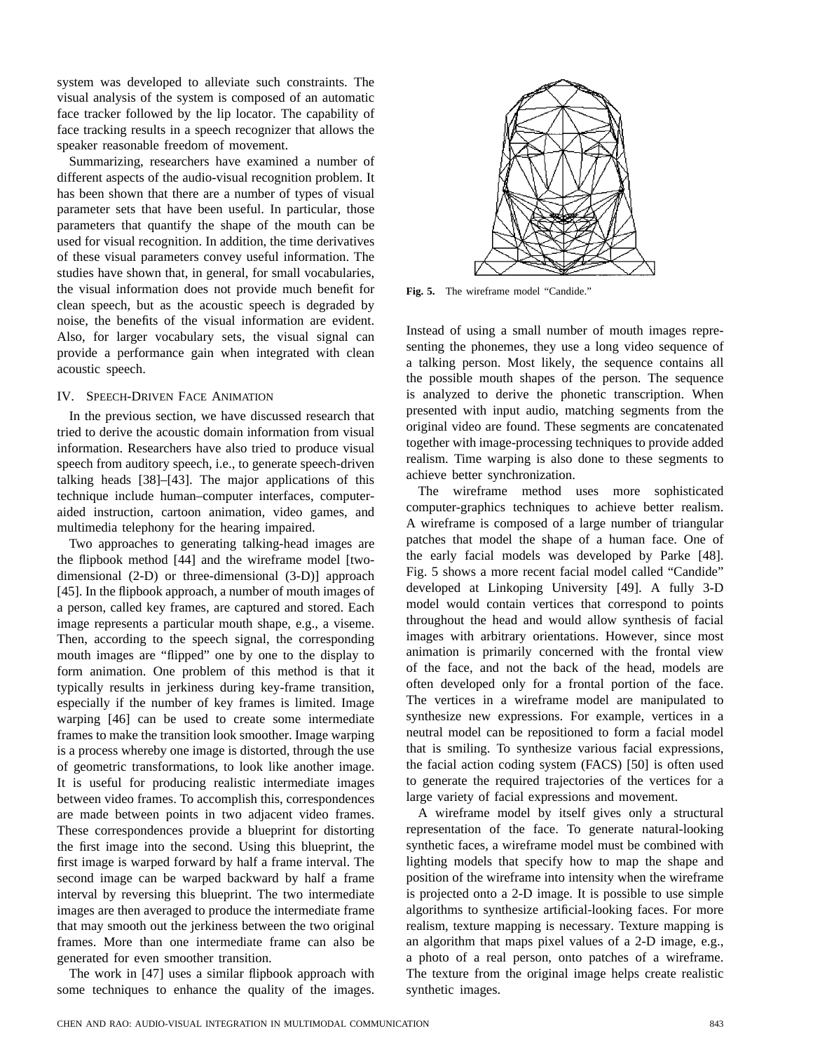system was developed to alleviate such constraints. The visual analysis of the system is composed of an automatic face tracker followed by the lip locator. The capability of face tracking results in a speech recognizer that allows the speaker reasonable freedom of movement.

Summarizing, researchers have examined a number of different aspects of the audio-visual recognition problem. It has been shown that there are a number of types of visual parameter sets that have been useful. In particular, those parameters that quantify the shape of the mouth can be used for visual recognition. In addition, the time derivatives of these visual parameters convey useful information. The studies have shown that, in general, for small vocabularies, the visual information does not provide much benefit for clean speech, but as the acoustic speech is degraded by noise, the benefits of the visual information are evident. Also, for larger vocabulary sets, the visual signal can provide a performance gain when integrated with clean acoustic speech.

## IV. Speech-Driven Face Animation

In the previous section, we have discussed research that tried to derive the acoustic domain information from visual information. Researchers have also tried to produce visual speech from auditory speech, i.e., to generate speech-driven talking heads [38]–[43]. The major applications of this technique include human–computer interfaces, computer-aided instruction, cartoon animation, video games, and multimedia telephony for the hearing impaired.

Two approaches to generating talking-head images are the flipbook method [44] and the wireframe model [two-dimensional (2-D) or three-dimensional (3-D)] approach [45]. In the flipbook approach, a number of mouth images of a person, called key frames, are captured and stored. Each image represents a particular mouth shape, e.g., a viseme. Then, according to the speech signal, the corresponding mouth images are "flipped" one by one to the display to form animation. One problem of this method is that it typically results in jerkiness during key-frame transition, especially if the number of key frames is limited. Image warping [46] can be used to create some intermediate frames to make the transition look smoother. Image warping is a process whereby one image is distorted, through the use of geometric transformations, to look like another image. It is useful for producing realistic intermediate images between video frames. To accomplish this, correspondences are made between points in two adjacent video frames. These correspondences provide a blueprint for distorting the first image into the second. Using this blueprint, the first image is warped forward by half a frame interval. The second image can be warped backward by half a frame interval by reversing this blueprint. The two intermediate images are then averaged to produce the intermediate frame that may smooth out the jerkiness between the two original frames. More than one intermediate frame can also be generated for even smoother transition.

The work in [47] uses a similar flipbook approach with some techniques to enhance the quality of the images. Instead of using a small number of mouth images representing the phonemes, they use a long video sequence of a talking person. Most likely, the sequence contains all the possible mouth shapes of the person. The sequence is analyzed to derive the phonetic transcription. When presented with input audio, matching segments from the original video are found. These segments are concatenated together with image-processing techniques to provide added realism. Time warping is also done to these segments to achieve better synchronization.

**Fig. 5.** The wireframe model "Candide."

The wireframe method uses more sophisticated computer-graphics techniques to achieve better realism. A wireframe is composed of a large number of triangular patches that model the shape of a human face. One of the early facial models was developed by Parke [48]. Fig. 5 shows a more recent facial model called "Candide" developed at Linkoping University [49]. A fully 3-D model would contain vertices that correspond to points throughout the head and would allow synthesis of facial images with arbitrary orientations. However, since most animation is primarily concerned with the frontal view of the face, and not the back of the head, models are often developed only for a frontal portion of the face. The vertices in a wireframe model are manipulated to synthesize new expressions. For example, vertices in a neutral model can be repositioned to form a facial model that is smiling. To synthesize various facial expressions, the facial action coding system (FACS) [50] is often used to generate the required trajectories of the vertices for a large variety of facial expressions and movement.

A wireframe model by itself gives only a structural representation of the face. To generate natural-looking synthetic faces, a wireframe model must be combined with lighting models that specify how to map the shape and position of the wireframe into intensity when the wireframe is projected onto a 2-D image. It is possible to use simple algorithms to synthesize artificial-looking faces. For more realism, texture mapping is necessary. Texture mapping is an algorithm that maps pixel values of a 2-D image, e.g., a photo of a real person, onto patches of a wireframe. The texture from the original image helps create realistic synthetic images.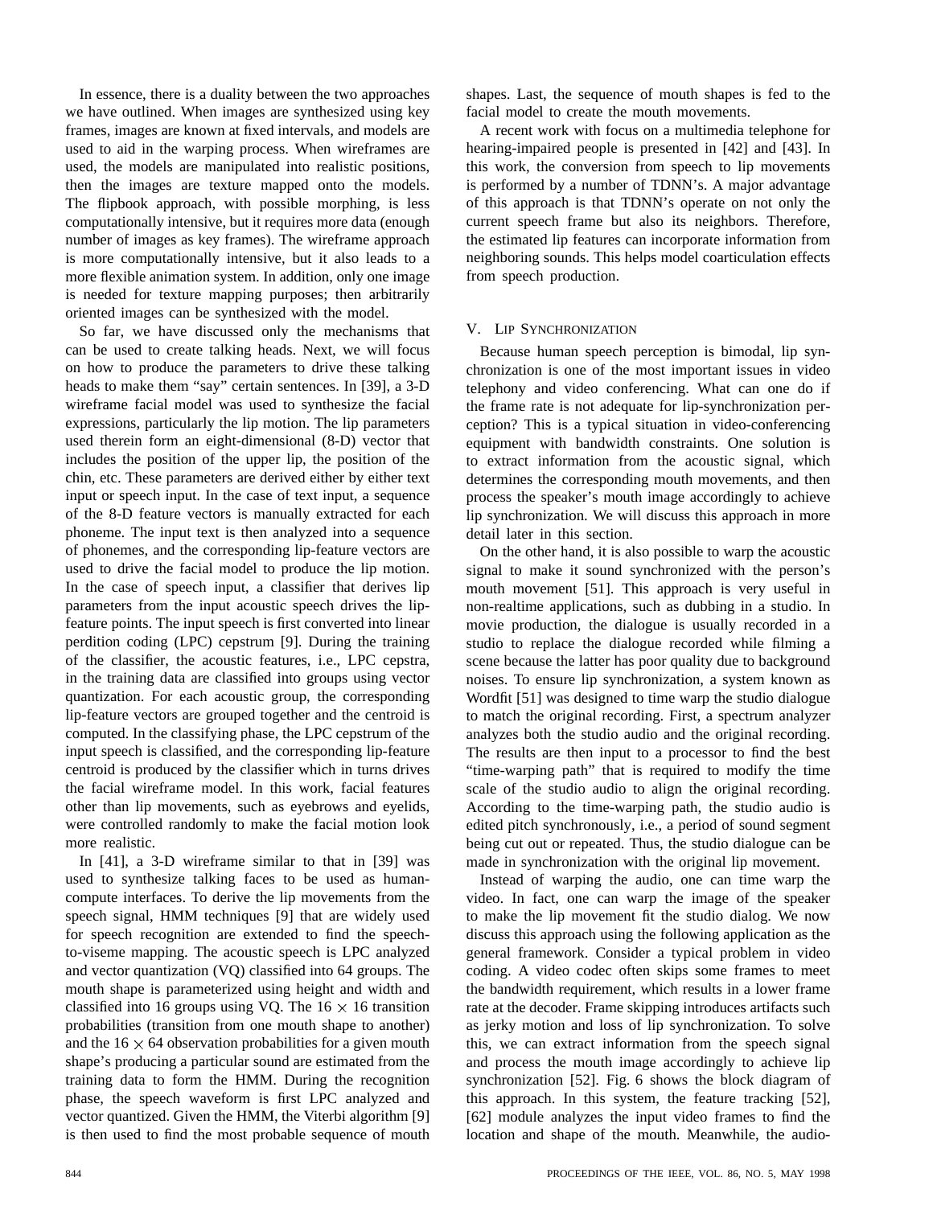In essence, there is a duality between the two approaches we have outlined. When images are synthesized using key frames, images are known at fixed intervals, and models are used to aid in the warping process. When wireframes are used, the models are manipulated into realistic positions, then the images are texture mapped onto the models. The flipbook approach, with possible morphing, is less computationally intensive, but it requires more data (enough number of images as key frames). The wireframe approach is more computationally intensive, but it also leads to a more flexible animation system. In addition, only one image is needed for texture mapping purposes; then arbitrarily oriented images can be synthesized with the model.

So far, we have discussed only the mechanisms that can be used to create talking heads. Next, we will focus on how to produce the parameters to drive these talking heads to make them "say" certain sentences. In [39], a 3-D wireframe facial model was used to synthesize the facial expressions, particularly the lip motion. The lip parameters used therein form an eight-dimensional (8-D) vector that includes the position of the upper lip, the position of the chin, etc. These parameters are derived either by either text input or speech input. In the case of text input, a sequence of the 8-D feature vectors is manually extracted for each phoneme. The input text is then analyzed into a sequence of phonemes, and the corresponding lip-feature vectors are used to drive the facial model to produce the lip motion. In the case of speech input, a classifier that derives lip parameters from the input acoustic speech drives the lip-feature points. The input speech is first converted into linear perdition coding (LPC) cepstrum [9]. During the training of the classifier, the acoustic features, i.e., LPC cepstra, in the training data are classified into groups using vector quantization. For each acoustic group, the corresponding lip-feature vectors are grouped together and the centroid is computed. In the classifying phase, the LPC cepstrum of the input speech is classified, and the corresponding lip-feature centroid is produced by the classifier which in turns drives the facial wireframe model. In this work, facial features other than lip movements, such as eyebrows and eyelids, were controlled randomly to make the facial motion look more realistic.

In [41], a 3-D wireframe similar to that in [39] was used to synthesize talking faces to be used as human-compute interfaces. To derive the lip movements from the speech signal, HMM techniques [9] that are widely used for speech recognition are extended to find the speech-to-viseme mapping. The acoustic speech is LPC analyzed and vector quantization (VQ) classified into 64 groups. The mouth shape is parameterized using height and width and classified into 16 groups using VQ. The $16 \times 16$ transition probabilities (transition from one mouth shape to another) and the $16 \times 64$ observation probabilities for a given mouth shape's producing a particular sound are estimated from the training data to form the HMM. During the recognition phase, the speech waveform is first LPC analyzed and vector quantized. Given the HMM, the Viterbi algorithm [9] is then used to find the most probable sequence of mouth shapes. Last, the sequence of mouth shapes is fed to the facial model to create the mouth movements.

A recent work with focus on a multimedia telephone for hearing-impaired people is presented in [42] and [43]. In this work, the conversion from speech to lip movements is performed by a number of TDNN's. A major advantage of this approach is that TDNN's operate on not only the current speech frame but also its neighbors. Therefore, the estimated lip features can incorporate information from neighboring sounds. This helps model coarticulation effects from speech production.

## V. Lip Synchronization

Because human speech perception is bimodal, lip synchronization is one of the most important issues in video telephony and video conferencing. What can one do if the frame rate is not adequate for lip-synchronization perception? This is a typical situation in video-conferencing equipment with bandwidth constraints. One solution is to extract information from the acoustic signal, which determines the corresponding mouth movements, and then process the speaker's mouth image accordingly to achieve lip synchronization. We will discuss this approach in more detail later in this section.

On the other hand, it is also possible to warp the acoustic signal to make it sound synchronized with the person's mouth movement [51]. This approach is very useful in non-realtime applications, such as dubbing in a studio. In movie production, the dialogue is usually recorded in a studio to replace the dialogue recorded while filming a scene because the latter has poor quality due to background noises. To ensure lip synchronization, a system known as Wordfit [51] was designed to time warp the studio dialogue to match the original recording. First, a spectrum analyzer analyzes both the studio audio and the original recording. The results are then input to a processor to find the best "time-warping path" that is required to modify the time scale of the studio audio to align the original recording. According to the time-warping path, the studio audio is edited pitch synchronously, i.e., a period of sound segment being cut out or repeated. Thus, the studio dialogue can be made in synchronization with the original lip movement.

Instead of warping the audio, one can time warp the video. In fact, one can warp the image of the speaker to make the lip movement fit the studio dialog. We now discuss this approach using the following application as the general framework. Consider a typical problem in video coding. A video codec often skips some frames to meet the bandwidth requirement, which results in a lower frame rate at the decoder. Frame skipping introduces artifacts such as jerky motion and loss of lip synchronization. To solve this, we can extract information from the speech signal and process the mouth image accordingly to achieve lip synchronization [52]. Fig. 6 shows the block diagram of this approach. In this system, the feature tracking [52], [62] module analyzes the input video frames to find the location and shape of the mouth. Meanwhile, the audio-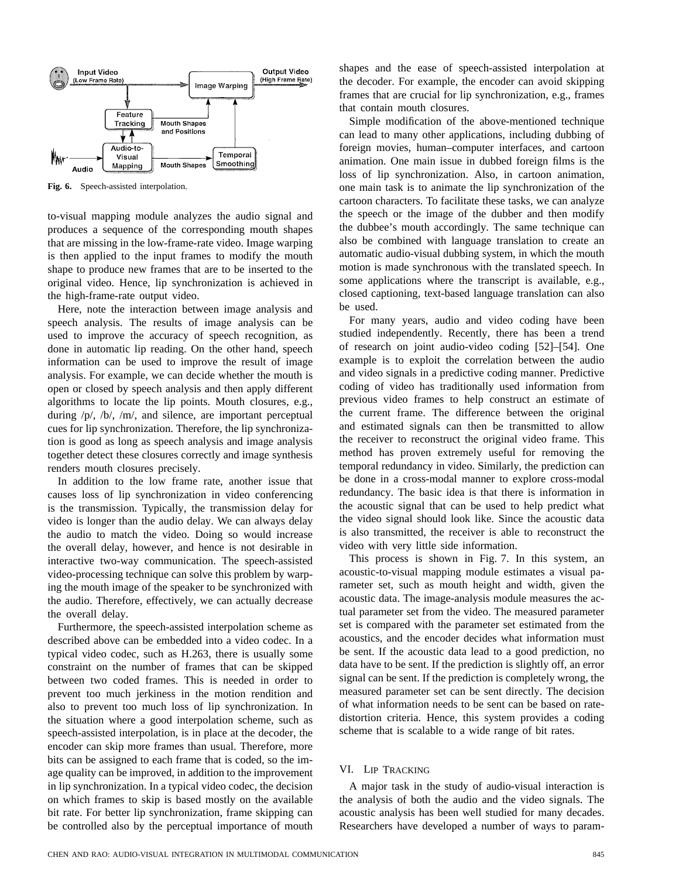Fig. 6. Speech-assisted interpolation.

to-visual mapping module analyzes the audio signal and produces a sequence of the corresponding mouth shapes that are missing in the low-frame-rate video. Image warping is then applied to the input frames to modify the mouth shape to produce new frames that are to be inserted to the original video. Hence, lip synchronization is achieved in the high-frame-rate output video.

Here, note the interaction between image analysis and speech analysis. The results of image analysis can be used to improve the accuracy of speech recognition, as done in automatic lip reading. On the other hand, speech information can be used to improve the result of image analysis. For example, we can decide whether the mouth is open or closed by speech analysis and then apply different algorithms to locate the lip points. Mouth closures, e.g., during /p/, /b/, /m/, and silence, are important perceptual cues for lip synchronization. Therefore, the lip synchronization is good as long as speech analysis and image analysis together detect these closures correctly and image synthesis renders mouth closures precisely.

In addition to the low frame rate, another issue that causes loss of lip synchronization in video conferencing is the transmission. Typically, the transmission delay for video is longer than the audio delay. We can always delay the audio to match the video. Doing so would increase the overall delay, however, and hence is not desirable in interactive two-way communication. The speech-assisted video-processing technique can solve this problem by warping the mouth image of the speaker to be synchronized with the audio. Therefore, effectively, we can actually decrease the overall delay.

Furthermore, the speech-assisted interpolation scheme as described above can be embedded into a video codec. In a typical video codec, such as H.263, there is usually some constraint on the number of frames that can be skipped between two coded frames. This is needed in order to prevent too much jerkiness in the motion rendition and also to prevent too much loss of lip synchronization. In the situation where a good interpolation scheme, such as speech-assisted interpolation, is in place at the decoder, the encoder can skip more frames than usual. Therefore, more bits can be assigned to each frame that is coded, so the image quality can be improved, in addition to the improvement in lip synchronization. In a typical video codec, the decision on which frames to skip is based mostly on the available bit rate. For better lip synchronization, frame skipping can be controlled also by the perceptual importance of mouth shapes and the ease of speech-assisted interpolation at the decoder. For example, the encoder can avoid skipping frames that are crucial for lip synchronization, e.g., frames that contain mouth closures.

Simple modification of the above-mentioned technique can lead to many other applications, including dubbing of foreign movies, human–computer interfaces, and cartoon animation. One main issue in dubbed foreign films is the loss of lip synchronization. Also, in cartoon animation, one main task is to animate the lip synchronization of the cartoon characters. To facilitate these tasks, we can analyze the speech or the image of the dubber and then modify the dubbee's mouth accordingly. The same technique can also be combined with language translation to create an automatic audio-visual dubbing system, in which the mouth motion is made synchronous with the translated speech. In some applications where the transcript is available, e.g., closed captioning, text-based language translation can also be used.

For many years, audio and video coding have been studied independently. Recently, there has been a trend of research on joint audio-video coding [52]–[54]. One example is to exploit the correlation between the audio and video signals in a predictive coding manner. Predictive coding of video has traditionally used information from previous video frames to help construct an estimate of the current frame. The difference between the original and estimated signals can then be transmitted to allow the receiver to reconstruct the original video frame. This method has proven extremely useful for removing the temporal redundancy in video. Similarly, the prediction can be done in a cross-modal manner to explore cross-modal redundancy. The basic idea is that there is information in the acoustic signal that can be used to help predict what the video signal should look like. Since the acoustic data is also transmitted, the receiver is able to reconstruct the video with very little side information.

This process is shown in Fig. 7. In this system, an acoustic-to-visual mapping module estimates a visual parameter set, such as mouth height and width, given the acoustic data. The image-analysis module measures the actual parameter set from the video. The measured parameter set is compared with the parameter set estimated from the acoustics, and the encoder decides what information must be sent. If the acoustic data lead to a good prediction, no data have to be sent. If the prediction is slightly off, an error signal can be sent. If the prediction is completely wrong, the measured parameter set can be sent directly. The decision of what information needs to be sent can be based on rate-distortion criteria. Hence, this system provides a coding scheme that is scalable to a wide range of bit rates.

## VI. Lip Tracking

A major task in the study of audio-visual interaction is the analysis of both the audio and the video signals. The acoustic analysis has been well studied for many decades. Researchers have developed a number of ways to param-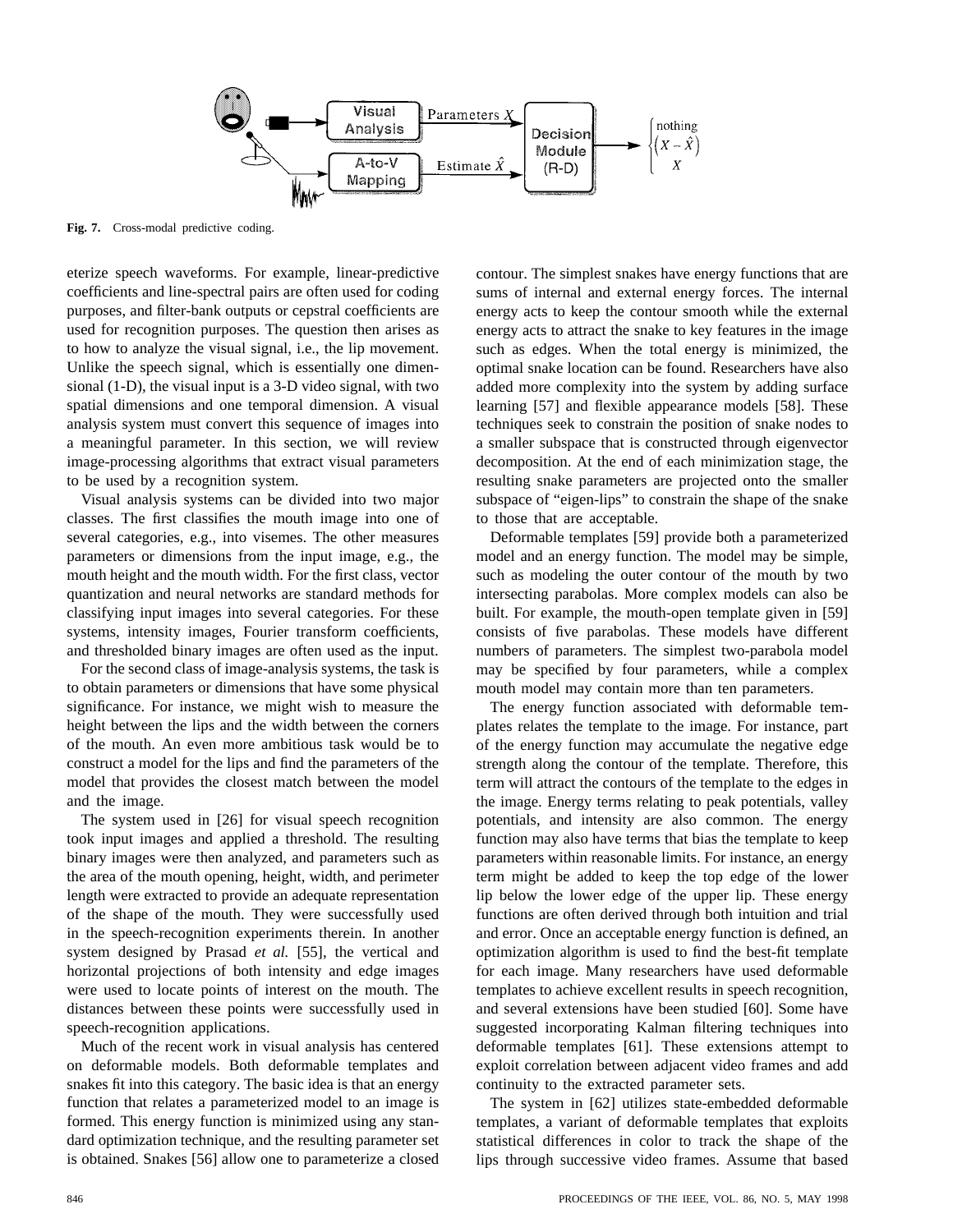Fig. 7. Cross-modal predictive coding.

eterize speech waveforms. For example, linear-predictive coefficients and line-spectral pairs are often used for coding purposes, and filter-bank outputs or cepstral coefficients are used for recognition purposes. The question then arises as to how to analyze the visual signal, i.e., the lip movement. Unlike the speech signal, which is essentially one dimensional (1-D), the visual input is a 3-D video signal, with two spatial dimensions and one temporal dimension. A visual analysis system must convert this sequence of images into a meaningful parameter. In this section, we will review image-processing algorithms that extract visual parameters to be used by a recognition system.

Visual analysis systems can be divided into two major classes. The first classifies the mouth image into one of several categories, e.g., into visemes. The other measures parameters or dimensions from the input image, e.g., the mouth height and the mouth width. For the first class, vector quantization and neural networks are standard methods for classifying input images into several categories. For these systems, intensity images, Fourier transform coefficients, and thresholded binary images are often used as the input.

For the second class of image-analysis systems, the task is to obtain parameters or dimensions that have some physical significance. For instance, we might wish to measure the height between the lips and the width between the corners of the mouth. An even more ambitious task would be to construct a model for the lips and find the parameters of the model that provides the closest match between the model and the image.

The system used in [26] for visual speech recognition took input images and applied a threshold. The resulting binary images were then analyzed, and parameters such as the area of the mouth opening, height, width, and perimeter length were extracted to provide an adequate representation of the shape of the mouth. They were successfully used in the speech-recognition experiments therein. In another system designed by Prasad *et al.* [55], the vertical and horizontal projections of both intensity and edge images were used to locate points of interest on the mouth. The distances between these points were successfully used in speech-recognition applications.

Much of the recent work in visual analysis has centered on deformable models. Both deformable templates and snakes fit into this category. The basic idea is that an energy function that relates a parameterized model to an image is formed. This energy function is minimized using any standard optimization technique, and the resulting parameter set is obtained. Snakes [56] allow one to parameterize a closed contour. The simplest snakes have energy functions that are sums of internal and external energy forces. The internal energy acts to keep the contour smooth while the external energy acts to attract the snake to key features in the image such as edges. When the total energy is minimized, the optimal snake location can be found. Researchers have also added more complexity into the system by adding surface learning [57] and flexible appearance models [58]. These techniques seek to constrain the position of snake nodes to a smaller subspace that is constructed through eigenvector decomposition. At the end of each minimization stage, the resulting snake parameters are projected onto the smaller subspace of "eigen-lips" to constrain the shape of the snake to those that are acceptable.

Deformable templates [59] provide both a parameterized model and an energy function. The model may be simple, such as modeling the outer contour of the mouth by two intersecting parabolas. More complex models can also be built. For example, the mouth-open template given in [59] consists of five parabolas. These models have different numbers of parameters. The simplest two-parabola model may be specified by four parameters, while a complex mouth model may contain more than ten parameters.

The energy function associated with deformable templates relates the template to the image. For instance, part of the energy function may accumulate the negative edge strength along the contour of the template. Therefore, this term will attract the contours of the template to the edges in the image. Energy terms relating to peak potentials, valley potentials, and intensity are also common. The energy function may also have terms that bias the template to keep parameters within reasonable limits. For instance, an energy term might be added to keep the top edge of the lower lip below the lower edge of the upper lip. These energy functions are often derived through both intuition and trial and error. Once an acceptable energy function is defined, an optimization algorithm is used to find the best-fit template for each image. Many researchers have used deformable templates to achieve excellent results in speech recognition, and several extensions have been studied [60]. Some have suggested incorporating Kalman filtering techniques into deformable templates [61]. These extensions attempt to exploit correlation between adjacent video frames and add continuity to the extracted parameter sets.

The system in [62] utilizes state-embedded deformable templates, a variant of deformable templates that exploits statistical differences in color to track the shape of the lips through successive video frames. Assume that based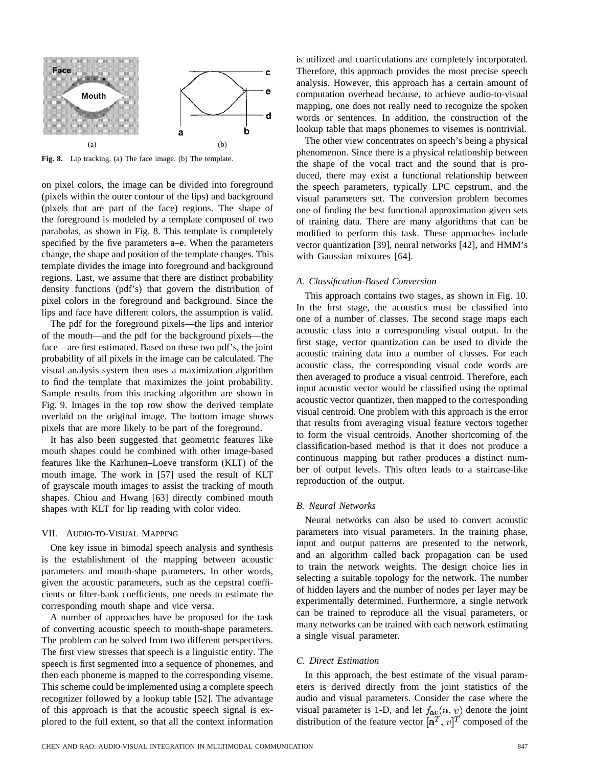Fig. 8. Lip tracking. (a) The face image. (b) The template.

on pixel colors, the image can be divided into foreground (pixels within the outer contour of the lips) and background (pixels that are part of the face) regions. The shape of the foreground is modeled by a template composed of two parabolas, as shown in Fig. 8. This template is completely specified by the five parameters a–e. When the parameters change, the shape and position of the template changes. This template divides the image into foreground and background regions. Last, we assume that there are distinct probability density functions (pdf's) that govern the distribution of pixel colors in the foreground and background. Since the lips and face have different colors, the assumption is valid.

The pdf for the foreground pixels—the lips and interior of the mouth—and the pdf for the background pixels—the face—are first estimated. Based on these two pdf's, the joint probability of all pixels in the image can be calculated. The visual analysis system then uses a maximization algorithm to find the template that maximizes the joint probability. Sample results from this tracking algorithm are shown in Fig. 9. Images in the top row show the derived template overlaid on the original image. The bottom image shows pixels that are more likely to be part of the foreground.

It has also been suggested that geometric features like mouth shapes could be combined with other image-based features like the Karhunen–Loeve transform (KLT) of the mouth image. The work in [57] used the result of KLT of grayscale mouth images to assist the tracking of mouth shapes. Chiou and Hwang [63] directly combined mouth shapes with KLT for lip reading with color video.

## VII. Audio-to-Visual Mapping

One key issue in bimodal speech analysis and synthesis is the establishment of the mapping between acoustic parameters and mouth-shape parameters. In other words, given the acoustic parameters, such as the cepstral coefficients or filter-bank coefficients, one needs to estimate the corresponding mouth shape and vice versa.

A number of approaches have been proposed for the task of converting acoustic speech to mouth-shape parameters. The problem can be solved from two different perspectives. The first view stresses that speech is a linguistic entity. The speech is first segmented into a sequence of phonemes, and then each phoneme is mapped to the corresponding viseme. This scheme could be implemented using a complete speech recognizer followed by a lookup table [52]. The advantage of this approach is that the acoustic speech signal is explored to the full extent, so that all the context information is utilized and coarticulations are completely incorporated. Therefore, this approach provides the most precise speech analysis. However, this approach has a certain amount of computation overhead because, to achieve audio-to-visual mapping, one does not really need to recognize the spoken words or sentences. In addition, the construction of the lookup table that maps phonemes to visemes is nontrivial.

The other view concentrates on speech's being a physical phenomenon. Since there is a physical relationship between the shape of the vocal tract and the sound that is produced, there may exist a functional relationship between the speech parameters, typically LPC cepstrum, and the visual parameters set. The conversion problem becomes one of finding the best functional approximation given sets of training data. There are many algorithms that can be modified to perform this task. These approaches include vector quantization [39], neural networks [42], and HMM's with Gaussian mixtures [64].

### *A. Classification-Based Conversion*

This approach contains two stages, as shown in Fig. 10. In the first stage, the acoustics must be classified into one of a number of classes. The second stage maps each acoustic class into a corresponding visual output. In the first stage, vector quantization can be used to divide the acoustic training data into a number of classes. For each acoustic class, the corresponding visual code words are then averaged to produce a visual centroid. Therefore, each input acoustic vector would be classified using the optimal acoustic vector quantizer, then mapped to the corresponding visual centroid. One problem with this approach is the error that results from averaging visual feature vectors together to form the visual centroids. Another shortcoming of the classification-based method is that it does not produce a continuous mapping but rather produces a distinct number of output levels. This often leads to a staircase-like reproduction of the output.

### *B. Neural Networks*

Neural networks can also be used to convert acoustic parameters into visual parameters. In the training phase, input and output patterns are presented to the network, and an algorithm called back propagation can be used to train the network weights. The design choice lies in selecting a suitable topology for the network. The number of hidden layers and the number of nodes per layer may be experimentally determined. Furthermore, a single network can be trained to reproduce all the visual parameters, or many networks can be trained with each network estimating a single visual parameter.

### *C. Direct Estimation*

In this approach, the best estimate of the visual parameters is derived directly from the joint statistics of the audio and visual parameters. Consider the case where the visual parameter is 1-D, and let $f_{\mathbf{a}v}(\mathbf{a}, v)$ denote the joint distribution of the feature vector $[\mathbf{a}^T, v]^T$ composed of the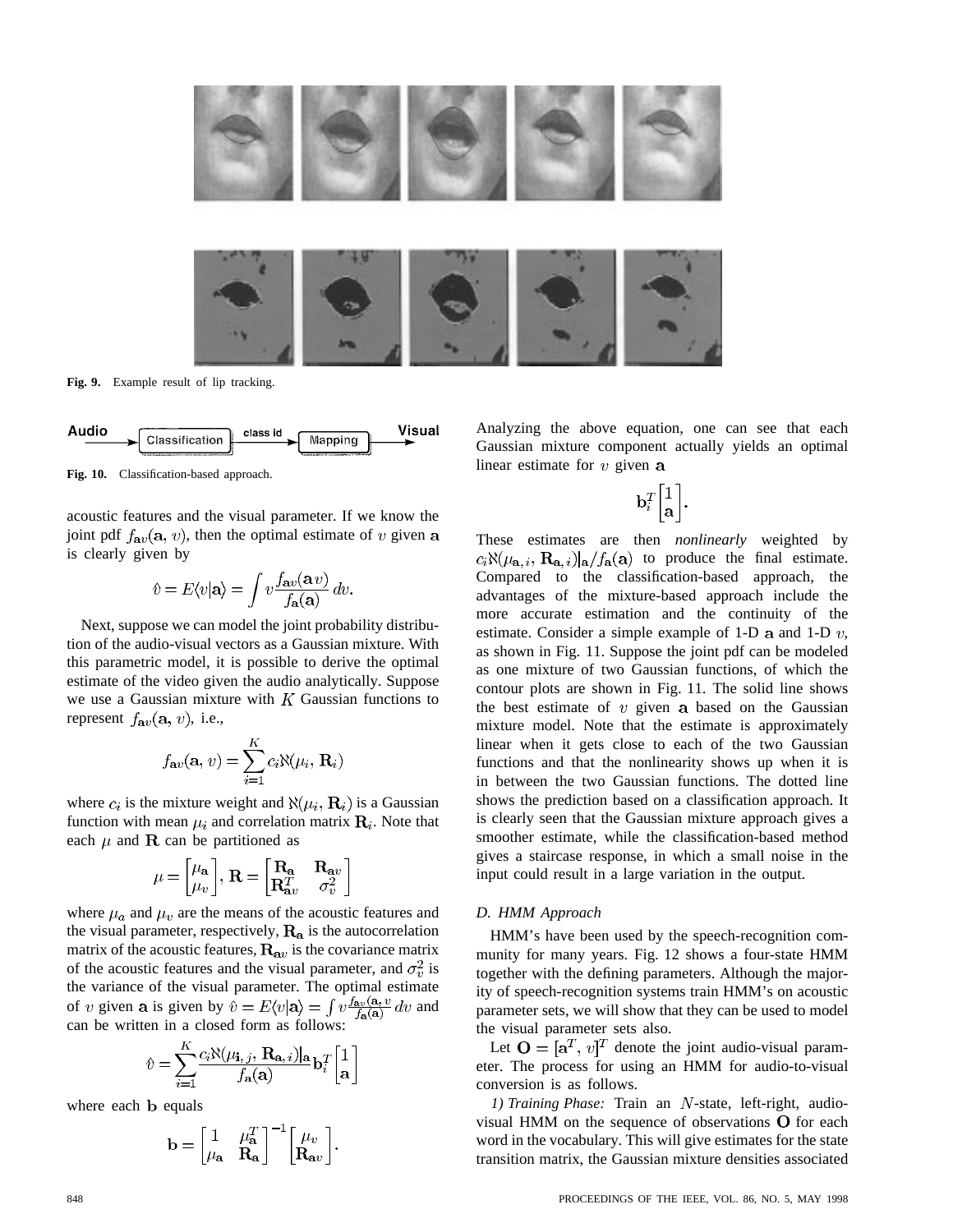Fig. 9. Example result of lip tracking.

Fig. 10. Classification-based approach.

acoustic features and the visual parameter. If we know the joint pdf $f_{\mathbf{a}v}(\mathbf{a}, v)$, then the optimal estimate of $v$ given $\mathbf{a}$ is clearly given by

$$\hat{v} = E\langle v|\mathbf{a}\rangle = \int v \frac{f_{\mathbf{a}v}(\mathbf{a}v)}{f_{\mathbf{a}}(\mathbf{a})} \, dv.$$

Next, suppose we can model the joint probability distribution of the audio-visual vectors as a Gaussian mixture. With this parametric model, it is possible to derive the optimal estimate of the video given the audio analytically. Suppose we use a Gaussian mixture with $K$ Gaussian functions to represent $f_{\mathbf{a}v}(\mathbf{a}, v)$, i.e.,

$$f_{\mathbf{a}v}(\mathbf{a}, v) = \sum_{i=1}^{K} c_i \aleph(\mu_i, \mathbf{R}_i)$$

where $c_i$ is the mixture weight and $\aleph(\mu_i, \mathbf{R}_i)$ is a Gaussian function with mean $\mu_i$ and correlation matrix $\mathbf{R}_i$. Note that each $\mu$ and $\mathbf{R}$ can be partitioned as

$$\mu = \begin{bmatrix} \mu_{\mathbf{a}} \\ \mu_v \end{bmatrix}, \; \mathbf{R} = \begin{bmatrix} \mathbf{R}_{\mathbf{a}} & \mathbf{R}_{\mathbf{a}v} \\ \mathbf{R}_{\mathbf{a}v}^T & \sigma_v^2 \end{bmatrix}$$

where $\mu_a$ and $\mu_v$ are the means of the acoustic features and the visual parameter, respectively, $\mathbf{R}_{\mathbf{a}}$ is the autocorrelation matrix of the acoustic features, $\mathbf{R}_{\mathbf{a}v}$ is the covariance matrix of the acoustic features and the visual parameter, and $\sigma_v^2$ is the variance of the visual parameter. The optimal estimate of $v$ given $\mathbf{a}$ is given by $\hat{v} = E\langle v|\mathbf{a}\rangle = \int v \frac{f_{\mathbf{a}v}(\mathbf{a}, v)}{f_{\mathbf{a}}(\mathbf{a})} \, dv$ and can be written in a closed form as follows:

$$\hat{v} = \sum_{i=1}^{K} \frac{c_i \aleph(\mu_{\mathbf{i},j}, \mathbf{R}_{\mathbf{a},i})|_{\mathbf{a}}}{f_{\mathbf{a}}(\mathbf{a})} \mathbf{b}_i^T \begin{bmatrix} 1 \\ \mathbf{a} \end{bmatrix}$$

where each $\mathbf{b}$ equals

$$\mathbf{b} = \begin{bmatrix} 1 & \mu_{\mathbf{a}}^T \\ \mu_{\mathbf{a}} & \mathbf{R}_{\mathbf{a}} \end{bmatrix}^{-1} \begin{bmatrix} \mu_v \\ \mathbf{R}_{\mathbf{a}v} \end{bmatrix}.$$

Analyzing the above equation, one can see that each Gaussian mixture component actually yields an optimal linear estimate for $v$ given $\mathbf{a}$

$$\mathbf{b}_i^T \begin{bmatrix} 1 \\ \mathbf{a} \end{bmatrix}.$$

These estimates are then *nonlinearly* weighted by $c_i \aleph(\mu_{\mathbf{a},i}, \mathbf{R}_{\mathbf{a},i})|_{\mathbf{a}} / f_{\mathbf{a}}(\mathbf{a})$ to produce the final estimate. Compared to the classification-based approach, the advantages of the mixture-based approach include the more accurate estimation and the continuity of the estimate. Consider a simple example of 1-D $\mathbf{a}$ and 1-D $v$, as shown in Fig. 11. Suppose the joint pdf can be modeled as one mixture of two Gaussian functions, of which the contour plots are shown in Fig. 11. The solid line shows the best estimate of $v$ given $\mathbf{a}$ based on the Gaussian mixture model. Note that the estimate is approximately linear when it gets close to each of the two Gaussian functions and that the nonlinearity shows up when it is in between the two Gaussian functions. The dotted line shows the prediction based on a classification approach. It is clearly seen that the Gaussian mixture approach gives a smoother estimate, while the classification-based method gives a staircase response, in which a small noise in the input could result in a large variation in the output.

### D. HMM Approach

HMM's have been used by the speech-recognition community for many years. Fig. 12 shows a four-state HMM together with the defining parameters. Although the majority of speech-recognition systems train HMM's on acoustic parameter sets, we will show that they can be used to model the visual parameter sets also.

Let $\mathbf{O} = [\mathbf{a}^T, v]^T$ denote the joint audio-visual parameter. The process for using an HMM for audio-to-visual conversion is as follows.

*1) Training Phase:* Train an $N$-state, left-right, audio-visual HMM on the sequence of observations $\mathbf{O}$ for each word in the vocabulary. This will give estimates for the state transition matrix, the Gaussian mixture densities associated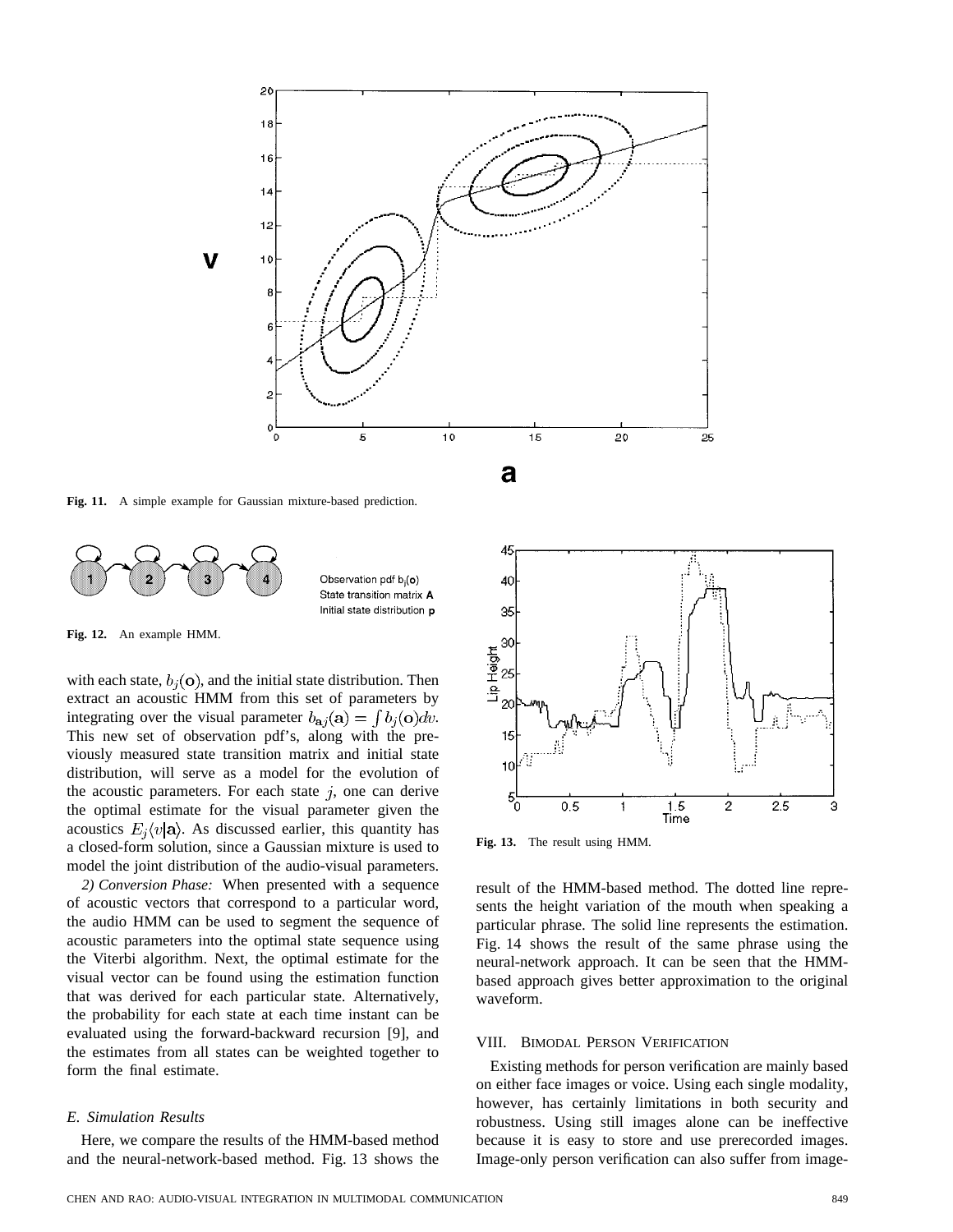Fig. 11. A simple example for Gaussian mixture-based prediction.

Fig. 12. An example HMM.

with each state, $b_j(\mathbf{o})$, and the initial state distribution. Then extract an acoustic HMM from this set of parameters by integrating over the visual parameter $b_{\mathbf{a}j}(\mathbf{a}) = \int b_j(\mathbf{o})dv$. This new set of observation pdf's, along with the previously measured state transition matrix and initial state distribution, will serve as a model for the evolution of the acoustic parameters. For each state $j$, one can derive the optimal estimate for the visual parameter given the acoustics $E_j\langle v|\mathbf{a}\rangle$. As discussed earlier, this quantity has a closed-form solution, since a Gaussian mixture is used to model the joint distribution of the audio-visual parameters.

*2) Conversion Phase:* When presented with a sequence of acoustic vectors that correspond to a particular word, the audio HMM can be used to segment the sequence of acoustic parameters into the optimal state sequence using the Viterbi algorithm. Next, the optimal estimate for the visual vector can be found using the estimation function that was derived for each particular state. Alternatively, the probability for each state at each time instant can be evaluated using the forward-backward recursion [9], and the estimates from all states can be weighted together to form the final estimate.

### *E. Simulation Results*

Here, we compare the results of the HMM-based method and the neural-network-based method. Fig. 13 shows the result of the HMM-based method. The dotted line represents the height variation of the mouth when speaking a particular phrase. The solid line represents the estimation. Fig. 14 shows the result of the same phrase using the neural-network approach. It can be seen that the HMM-based approach gives better approximation to the original waveform.

Fig. 13. The result using HMM.

## VIII. Bimodal Person Verification

Existing methods for person verification are mainly based on either face images or voice. Using each single modality, however, has certainly limitations in both security and robustness. Using still images alone can be ineffective because it is easy to store and use prerecorded images. Image-only person verification can also suffer from image-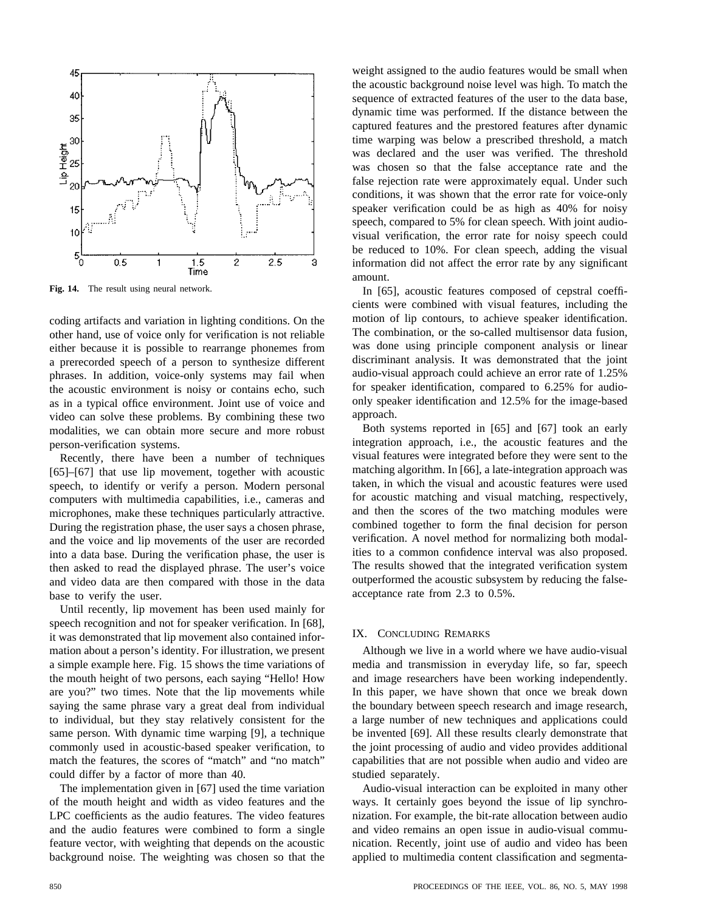45
40
35
30
25
20
15
10
5
Lip Height
0
0.5
1
1.5
2
2.5
3
Time

**Fig. 14.** The result using neural network.

coding artifacts and variation in lighting conditions. On the other hand, use of voice only for verification is not reliable either because it is possible to rearrange phonemes from a prerecorded speech of a person to synthesize different phrases. In addition, voice-only systems may fail when the acoustic environment is noisy or contains echo, such as in a typical office environment. Joint use of voice and video can solve these problems. By combining these two modalities, we can obtain more secure and more robust person-verification systems.

Recently, there have been a number of techniques [65]–[67] that use lip movement, together with acoustic speech, to identify or verify a person. Modern personal computers with multimedia capabilities, i.e., cameras and microphones, make these techniques particularly attractive. During the registration phase, the user says a chosen phrase, and the voice and lip movements of the user are recorded into a data base. During the verification phase, the user is then asked to read the displayed phrase. The user's voice and video data are then compared with those in the data base to verify the user.

Until recently, lip movement has been used mainly for speech recognition and not for speaker verification. In [68], it was demonstrated that lip movement also contained information about a person's identity. For illustration, we present a simple example here. Fig. 15 shows the time variations of the mouth height of two persons, each saying "Hello! How are you?" two times. Note that the lip movements while saying the same phrase vary a great deal from individual to individual, but they stay relatively consistent for the same person. With dynamic time warping [9], a technique commonly used in acoustic-based speaker verification, to match the features, the scores of "match" and "no match" could differ by a factor of more than 40.

The implementation given in [67] used the time variation of the mouth height and width as video features and the LPC coefficients as the audio features. The video features and the audio features were combined to form a single feature vector, with weighting that depends on the acoustic background noise. The weighting was chosen so that the weight assigned to the audio features would be small when the acoustic background noise level was high. To match the sequence of extracted features of the user to the data base, dynamic time was performed. If the distance between the captured features and the prestored features after dynamic time warping was below a prescribed threshold, a match was declared and the user was verified. The threshold was chosen so that the false acceptance rate and the false rejection rate were approximately equal. Under such conditions, it was shown that the error rate for voice-only speaker verification could be as high as 40% for noisy speech, compared to 5% for clean speech. With joint audio-visual verification, the error rate for noisy speech could be reduced to 10%. For clean speech, adding the visual information did not affect the error rate by any significant amount.

In [65], acoustic features composed of cepstral coefficients were combined with visual features, including the motion of lip contours, to achieve speaker identification. The combination, or the so-called multisensor data fusion, was done using principle component analysis or linear discriminant analysis. It was demonstrated that the joint audio-visual approach could achieve an error rate of 1.25% for speaker identification, compared to 6.25% for audio-only speaker identification and 12.5% for the image-based approach.

Both systems reported in [65] and [67] took an early integration approach, i.e., the acoustic features and the visual features were integrated before they were sent to the matching algorithm. In [66], a late-integration approach was taken, in which the visual and acoustic features were used for acoustic matching and visual matching, respectively, and then the scores of the two matching modules were combined together to form the final decision for person verification. A novel method for normalizing both modalities to a common confidence interval was also proposed. The results showed that the integrated verification system outperformed the acoustic subsystem by reducing the false-acceptance rate from 2.3 to 0.5%.

## IX. Concluding Remarks

Although we live in a world where we have audio-visual media and transmission in everyday life, so far, speech and image researchers have been working independently. In this paper, we have shown that once we break down the boundary between speech research and image research, a large number of new techniques and applications could be invented [69]. All these results clearly demonstrate that the joint processing of audio and video provides additional capabilities that are not possible when audio and video are studied separately.

Audio-visual interaction can be exploited in many other ways. It certainly goes beyond the issue of lip synchronization. For example, the bit-rate allocation between audio and video remains an open issue in audio-visual communication. Recently, joint use of audio and video has been applied to multimedia content classification and segmenta-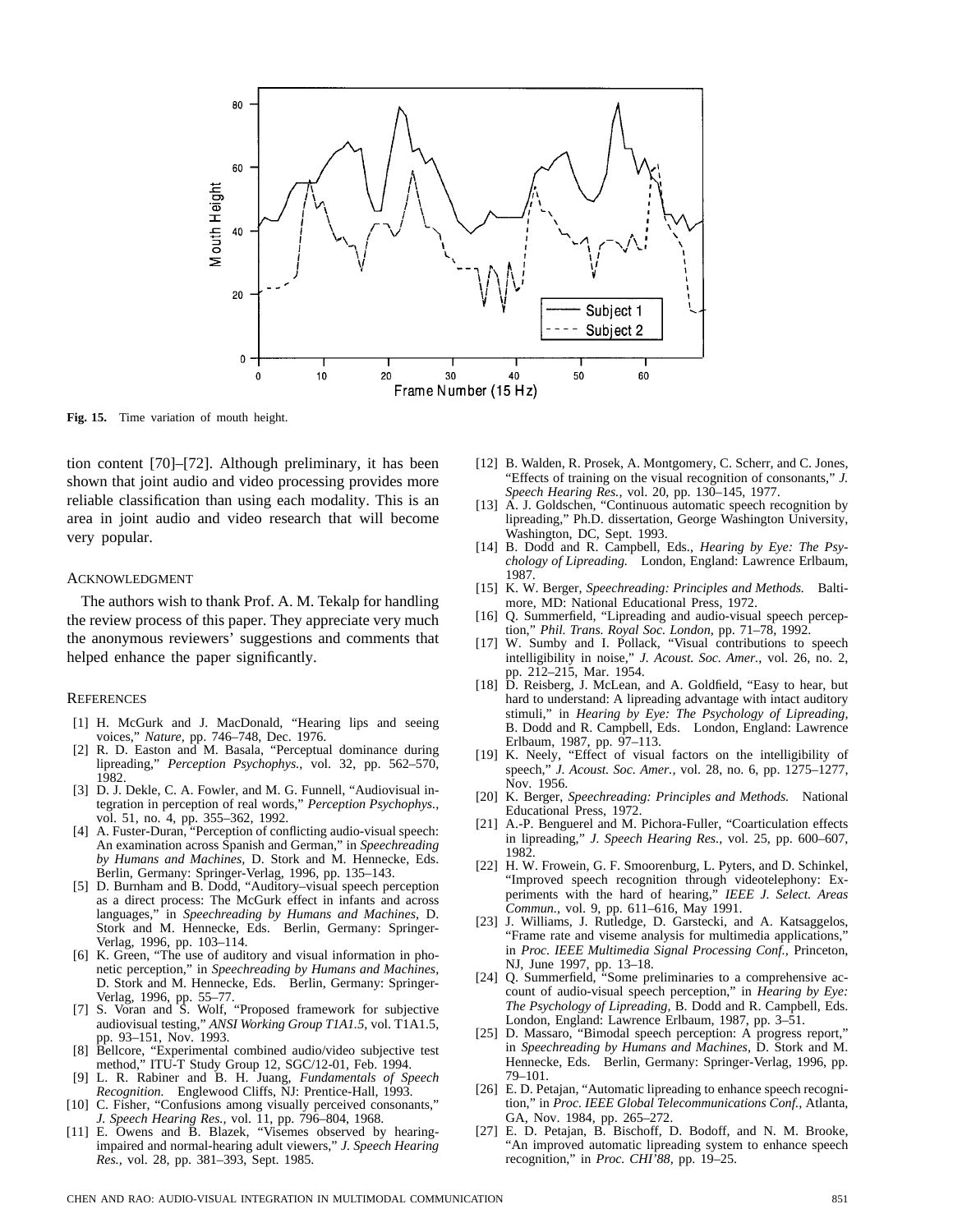Fig. 15. Time variation of mouth height.

tion content [70]–[72]. Although preliminary, it has been shown that joint audio and video processing provides more reliable classification than using each modality. This is an area in joint audio and video research that will become very popular.

## ACKNOWLEDGMENT

The authors wish to thank Prof. A. M. Tekalp for handling the review process of this paper. They appreciate very much the anonymous reviewers' suggestions and comments that helped enhance the paper significantly.

## REFERENCES

[1] H. McGurk and J. MacDonald, "Hearing lips and seeing voices," *Nature*, pp. 746–748, Dec. 1976.

[2] R. D. Easton and M. Basala, "Perceptual dominance during lipreading," *Perception Psychophys.*, vol. 32, pp. 562–570, 1982.

[3] D. J. Dekle, C. A. Fowler, and M. G. Funnell, "Audiovisual integration in perception of real words," *Perception Psychophys.*, vol. 51, no. 4, pp. 355–362, 1992.

[4] A. Fuster-Duran, "Perception of conflicting audio-visual speech: An examination across Spanish and German," in *Speechreading by Humans and Machines*, D. Stork and M. Hennecke, Eds. Berlin, Germany: Springer-Verlag, 1996, pp. 135–143.

[5] D. Burnham and B. Dodd, "Auditory–visual speech perception as a direct process: The McGurk effect in infants and across languages," in *Speechreading by Humans and Machines*, D. Stork and M. Hennecke, Eds. Berlin, Germany: Springer-Verlag, 1996, pp. 103–114.

[6] K. Green, "The use of auditory and visual information in phonetic perception," in *Speechreading by Humans and Machines*, D. Stork and M. Hennecke, Eds. Berlin, Germany: Springer-Verlag, 1996, pp. 55–77.

[7] S. Voran and S. Wolf, "Proposed framework for subjective audiovisual testing," *ANSI Working Group T1A1.5*, vol. T1A1.5, pp. 93–151, Nov. 1993.

[8] Bellcore, "Experimental combined audio/video subjective test method," ITU-T Study Group 12, SGC/12-01, Feb. 1994.

[9] L. R. Rabiner and B. H. Juang, *Fundamentals of Speech Recognition.* Englewood Cliffs, NJ: Prentice-Hall, 1993.

[10] C. Fisher, "Confusions among visually perceived consonants," *J. Speech Hearing Res.*, vol. 11, pp. 796–804, 1968.

[11] E. Owens and B. Blazek, "Visemes observed by hearing-impaired and normal-hearing adult viewers," *J. Speech Hearing Res.*, vol. 28, pp. 381–393, Sept. 1985.

[12] B. Walden, R. Prosek, A. Montgomery, C. Scherr, and C. Jones, "Effects of training on the visual recognition of consonants," *J. Speech Hearing Res.*, vol. 20, pp. 130–145, 1977.

[13] A. J. Goldschen, "Continuous automatic speech recognition by lipreading," Ph.D. dissertation, George Washington University, Washington, DC, Sept. 1993.

[14] B. Dodd and R. Campbell, Eds., *Hearing by Eye: The Psychology of Lipreading.* London, England: Lawrence Erlbaum, 1987.

[15] K. W. Berger, *Speechreading: Principles and Methods.* Baltimore, MD: National Educational Press, 1972.

[16] Q. Summerfield, "Lipreading and audio-visual speech perception," *Phil. Trans. Royal Soc. London*, pp. 71–78, 1992.

[17] W. Sumby and I. Pollack, "Visual contributions to speech intelligibility in noise," *J. Acoust. Soc. Amer.*, vol. 26, no. 2, pp. 212–215, Mar. 1954.

[18] D. Reisberg, J. McLean, and A. Goldfield, "Easy to hear, but hard to understand: A lipreading advantage with intact auditory stimuli," in *Hearing by Eye: The Psychology of Lipreading*, B. Dodd and R. Campbell, Eds. London, England: Lawrence Erlbaum, 1987, pp. 97–113.

[19] K. Neely, "Effect of visual factors on the intelligibility of speech," *J. Acoust. Soc. Amer.*, vol. 28, no. 6, pp. 1275–1277, Nov. 1956.

[20] K. Berger, *Speechreading: Principles and Methods.* National Educational Press, 1972.

[21] A.-P. Benguerel and M. Pichora-Fuller, "Coarticulation effects in lipreading," *J. Speech Hearing Res.*, vol. 25, pp. 600–607, 1982.

[22] H. W. Frowein, G. F. Smoorenburg, L. Pyters, and D. Schinkel, "Improved speech recognition through videotelephony: Experiments with the hard of hearing," *IEEE J. Select. Areas Commun.*, vol. 9, pp. 611–616, May 1991.

[23] J. Williams, J. Rutledge, D. Garstecki, and A. Katsaggelos, "Frame rate and viseme analysis for multimedia applications," in *Proc. IEEE Multimedia Signal Processing Conf.*, Princeton, NJ, June 1997, pp. 13–18.

[24] Q. Summerfield, "Some preliminaries to a comprehensive account of audio-visual speech perception," in *Hearing by Eye: The Psychology of Lipreading*, B. Dodd and R. Campbell, Eds. London, England: Lawrence Erlbaum, 1987, pp. 3–51.

[25] D. Massaro, "Bimodal speech perception: A progress report," in *Speechreading by Humans and Machines*, D. Stork and M. Hennecke, Eds. Berlin, Germany: Springer-Verlag, 1996, pp. 79–101.

[26] E. D. Petajan, "Automatic lipreading to enhance speech recognition," in *Proc. IEEE Global Telecommunications Conf.*, Atlanta, GA, Nov. 1984, pp. 265–272.

[27] E. D. Petajan, B. Bischoff, D. Bodoff, and N. M. Brooke, "An improved automatic lipreading system to enhance speech recognition," in *Proc. CHI'88*, pp. 19–25.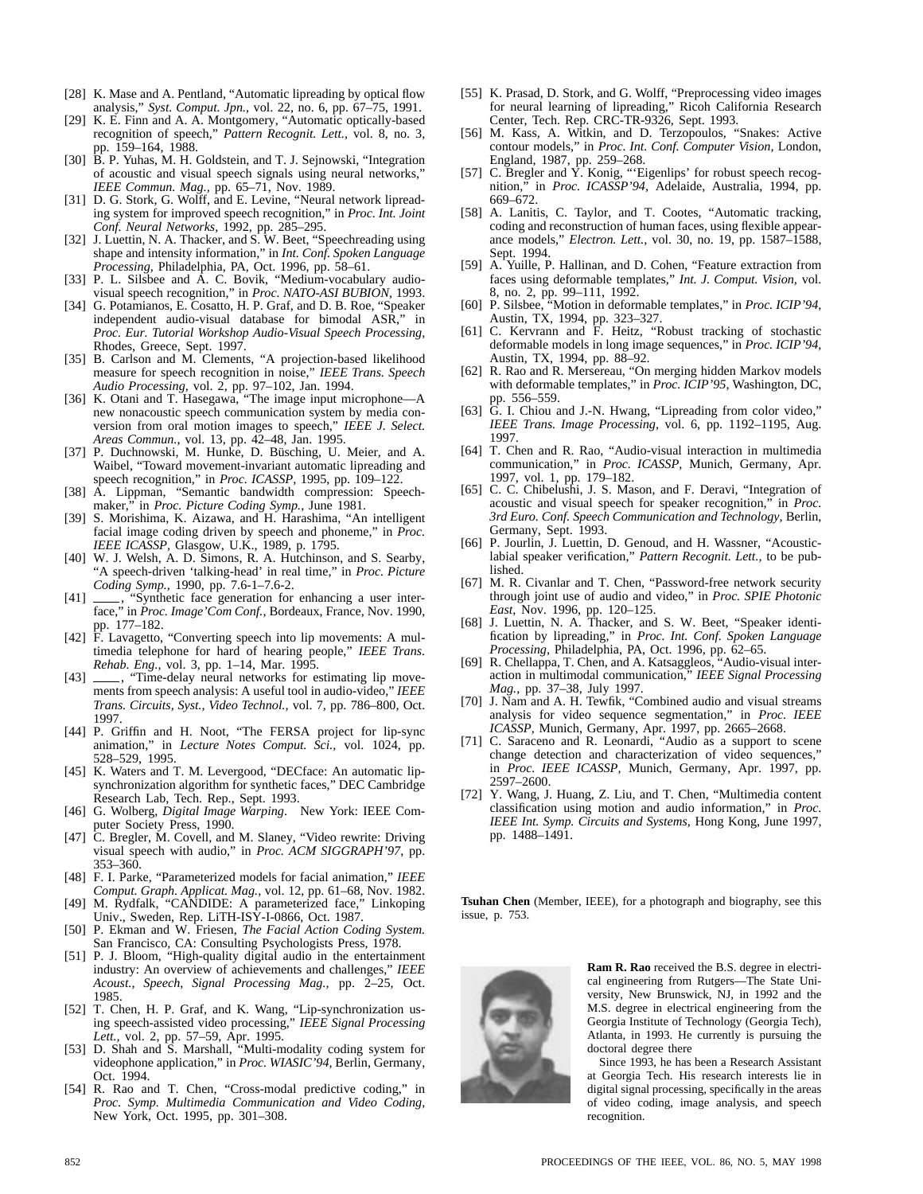[28] K. Mase and A. Pentland, "Automatic lipreading by optical flow analysis," *Syst. Comput. Jpn.*, vol. 22, no. 6, pp. 67–75, 1991.

[29] K. E. Finn and A. A. Montgomery, "Automatic optically-based recognition of speech," *Pattern Recognit. Lett.*, vol. 8, no. 3, pp. 159–164, 1988.

[30] B. P. Yuhas, M. H. Goldstein, and T. J. Sejnowski, "Integration of acoustic and visual speech signals using neural networks," *IEEE Commun. Mag.*, pp. 65–71, Nov. 1989.

[31] D. G. Stork, G. Wolff, and E. Levine, "Neural network lipreading system for improved speech recognition," in *Proc. Int. Joint Conf. Neural Networks*, 1992, pp. 285–295.

[32] J. Luettin, N. A. Thacker, and S. W. Beet, "Speechreading using shape and intensity information," in *Int. Conf. Spoken Language Processing*, Philadelphia, PA, Oct. 1996, pp. 58–61.

[33] P. L. Silsbee and A. C. Bovik, "Medium-vocabulary audio-visual speech recognition," in *Proc. NATO-ASI BUBION*, 1993.

[34] G. Potamianos, E. Cosatto, H. P. Graf, and D. B. Roe, "Speaker independent audio-visual database for bimodal ASR," in *Proc. Eur. Tutorial Workshop Audio-Visual Speech Processing*, Rhodes, Greece, Sept. 1997.

[35] B. Carlson and M. Clements, "A projection-based likelihood measure for speech recognition in noise," *IEEE Trans. Speech Audio Processing*, vol. 2, pp. 97–102, Jan. 1994.

[36] K. Otani and T. Hasegawa, "The image input microphone—A new nonacoustic speech communication system by media conversion from oral motion images to speech," *IEEE J. Select. Areas Commun.*, vol. 13, pp. 42–48, Jan. 1995.

[37] P. Duchnowski, M. Hunke, D. Büsching, U. Meier, and A. Waibel, "Toward movement-invariant automatic lipreading and speech recognition," in *Proc. ICASSP*, 1995, pp. 109–122.

[38] A. Lippman, "Semantic bandwidth compression: Speechmaker," in *Proc. Picture Coding Symp.*, June 1981.

[39] S. Morishima, K. Aizawa, and H. Harashima, "An intelligent facial image coding driven by speech and phoneme," in *Proc. IEEE ICASSP*, Glasgow, U.K., 1989, p. 1795.

[40] W. J. Welsh, A. D. Simons, R. A. Hutchinson, and S. Searby, "A speech-driven 'talking-head' in real time," in *Proc. Picture Coding Symp.*, 1990, pp. 7.6-1–7.6-2.

[41] ____, "Synthetic face generation for enhancing a user interface," in *Proc. Image'Com Conf.*, Bordeaux, France, Nov. 1990, pp. 177–182.

[42] F. Lavagetto, "Converting speech into lip movements: A multimedia telephone for hard of hearing people," *IEEE Trans. Rehab. Eng.*, vol. 3, pp. 1–14, Mar. 1995.

[43] ____, "Time-delay neural networks for estimating lip movements from speech analysis: A useful tool in audio-video," *IEEE Trans. Circuits, Syst., Video Technol.*, vol. 7, pp. 786–800, Oct. 1997.

[44] P. Griffin and H. Noot, "The FERSA project for lip-sync animation," in *Lecture Notes Comput. Sci.*, vol. 1024, pp. 528–529, 1995.

[45] K. Waters and T. M. Levergood, "DECface: An automatic lip-synchronization algorithm for synthetic faces," DEC Cambridge Research Lab, Tech. Rep., Sept. 1993.

[46] G. Wolberg, *Digital Image Warping*. New York: IEEE Computer Society Press, 1990.

[47] C. Bregler, M. Covell, and M. Slaney, "Video rewrite: Driving visual speech with audio," in *Proc. ACM SIGGRAPH'97*, pp. 353–360.

[48] F. I. Parke, "Parameterized models for facial animation," *IEEE Comput. Graph. Applicat. Mag.*, vol. 12, pp. 61–68, Nov. 1982.

[49] M. Rydfalk, "CANDIDE: A parameterized face," Linkoping Univ., Sweden, Rep. LiTH-ISY-I-0866, Oct. 1987.

[50] P. Ekman and W. Friesen, *The Facial Action Coding System.* San Francisco, CA: Consulting Psychologists Press, 1978.

[51] P. J. Bloom, "High-quality digital audio in the entertainment industry: An overview of achievements and challenges," *IEEE Acoust., Speech, Signal Processing Mag.*, pp. 2–25, Oct. 1985.

[52] T. Chen, H. P. Graf, and K. Wang, "Lip-synchronization using speech-assisted video processing," *IEEE Signal Processing Lett.*, vol. 2, pp. 57–59, Apr. 1995.

[53] D. Shah and S. Marshall, "Multi-modality coding system for videophone application," in *Proc. WIASIC'94*, Berlin, Germany, Oct. 1994.

[54] R. Rao and T. Chen, "Cross-modal predictive coding," in *Proc. Symp. Multimedia Communication and Video Coding*, New York, Oct. 1995, pp. 301–308.

[55] K. Prasad, D. Stork, and G. Wolff, "Preprocessing video images for neural learning of lipreading," Ricoh California Research Center, Tech. Rep. CRC-TR-9326, Sept. 1993.

[56] M. Kass, A. Witkin, and D. Terzopoulos, "Snakes: Active contour models," in *Proc. Int. Conf. Computer Vision*, London, England, 1987, pp. 259–268.

[57] C. Bregler and Y. Konig, "'Eigenlips' for robust speech recognition," in *Proc. ICASSP'94*, Adelaide, Australia, 1994, pp. 669–672.

[58] A. Lanitis, C. Taylor, and T. Cootes, "Automatic tracking, coding and reconstruction of human faces, using flexible appearance models," *Electron. Lett.*, vol. 30, no. 19, pp. 1587–1588, Sept. 1994.

[59] A. Yuille, P. Hallinan, and D. Cohen, "Feature extraction from faces using deformable templates," *Int. J. Comput. Vision*, vol. 8, no. 2, pp. 99–111, 1992.

[60] P. Silsbee, "Motion in deformable templates," in *Proc. ICIP'94*, Austin, TX, 1994, pp. 323–327.

[61] C. Kervrann and F. Heitz, "Robust tracking of stochastic deformable models in long image sequences," in *Proc. ICIP'94*, Austin, TX, 1994, pp. 88–92.

[62] R. Rao and R. Mersereau, "On merging hidden Markov models with deformable templates," in *Proc. ICIP'95*, Washington, DC, pp. 556–559.

[63] G. I. Chiou and J.-N. Hwang, "Lipreading from color video," *IEEE Trans. Image Processing*, vol. 6, pp. 1192–1195, Aug. 1997.

[64] T. Chen and R. Rao, "Audio-visual interaction in multimedia communication," in *Proc. ICASSP*, Munich, Germany, Apr. 1997, vol. 1, pp. 179–182.

[65] C. C. Chibelushi, J. S. Mason, and F. Deravi, "Integration of acoustic and visual speech for speaker recognition," in *Proc. 3rd Euro. Conf. Speech Communication and Technology*, Berlin, Germany, Sept. 1993.

[66] P. Jourlin, J. Luettin, D. Genoud, and H. Wassner, "Acoustic-labial speaker verification," *Pattern Recognit. Lett.*, to be published.

[67] M. R. Civanlar and T. Chen, "Password-free network security through joint use of audio and video," in *Proc. SPIE Photonic East*, Nov. 1996, pp. 120–125.

[68] J. Luettin, N. A. Thacker, and S. W. Beet, "Speaker identification by lipreading," in *Proc. Int. Conf. Spoken Language Processing*, Philadelphia, PA, Oct. 1996, pp. 62–65.

[69] R. Chellappa, T. Chen, and A. Katsaggleos, "Audio-visual interaction in multimodal communication," *IEEE Signal Processing Mag.*, pp. 37–38, July 1997.

[70] J. Nam and A. H. Tewfik, "Combined audio and visual streams analysis for video sequence segmentation," in *Proc. IEEE ICASSP*, Munich, Germany, Apr. 1997, pp. 2665–2668.

[71] C. Saraceno and R. Leonardi, "Audio as a support to scene change detection and characterization of video sequences," in *Proc. IEEE ICASSP*, Munich, Germany, Apr. 1997, pp. 2597–2600.

[72] Y. Wang, J. Huang, Z. Liu, and T. Chen, "Multimedia content classification using motion and audio information," in *Proc. IEEE Int. Symp. Circuits and Systems*, Hong Kong, June 1997, pp. 1488–1491.

**Tsuhan Chen** (Member, IEEE), for a photograph and biography, see this issue, p. 753.

**Ram R. Rao** received the B.S. degree in electrical engineering from Rutgers—The State University, New Brunswick, NJ, in 1992 and the M.S. degree in electrical engineering from the Georgia Institute of Technology (Georgia Tech), Atlanta, in 1993. He currently is pursuing the doctoral degree there

Since 1993, he has been a Research Assistant at Georgia Tech. His research interests lie in digital signal processing, specifically in the areas of video coding, image analysis, and speech recognition.